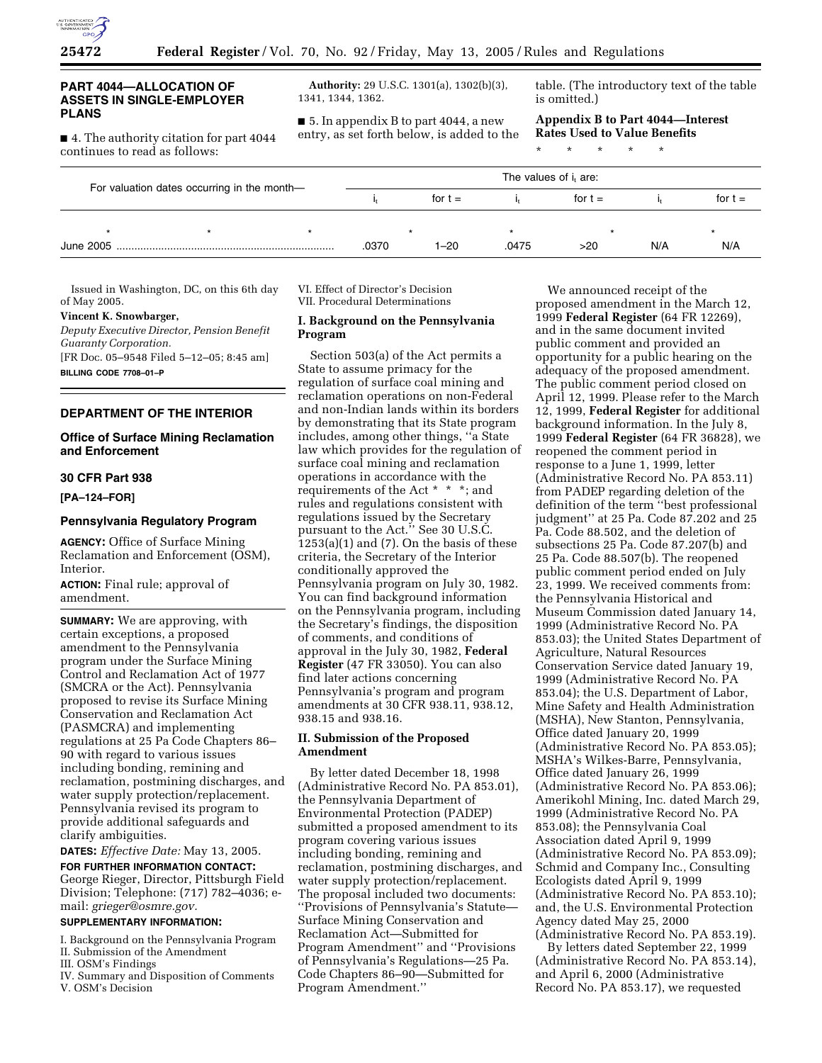## PART 4044—ALLOCATION OF ASSETS IN SINGLE-EMPLOYER PLANS

■ 4. The authority citation for part 4044 continues to read as follows:

**Authority:** 29 U.S.C. 1301(a), 1302(b)(3), 1341, 1344, 1362.

■ 5. In appendix B to part 4044, a new entry, as set forth below, is added to the table. (The introductory text of the table is omitted.)

**Appendix B to Part 4044—Interest Rates Used to Value Benefits**

\* \* \* \* \*

| For valuation dates occurring in the month— | The values of $i_t$ are: | | | | | |
|---|---|---|---|---|---|---|
| | $i_t$ | for t = | $i_t$ | for t = | $i_t$ | for t = |
| \* \* \* | \* | | \* | \* | | \* |
| June 2005 | .0370 | 1–20 | .0475 | >20 | N/A | N/A |

Issued in Washington, DC, on this 6th day of May 2005.

**Vincent K. Snowbarger,**

*Deputy Executive Director, Pension Benefit Guaranty Corporation.*

[FR Doc. 05–9548 Filed 5–12–05; 8:45 am]

**BILLING CODE 7708–01–P**

## DEPARTMENT OF THE INTERIOR

### Office of Surface Mining Reclamation and Enforcement

### 30 CFR Part 938

### [PA–124–FOR]

### Pennsylvania Regulatory Program

**AGENCY:** Office of Surface Mining Reclamation and Enforcement (OSM), Interior.

**ACTION:** Final rule; approval of amendment.

**SUMMARY:** We are approving, with certain exceptions, a proposed amendment to the Pennsylvania program under the Surface Mining Control and Reclamation Act of 1977 (SMCRA or the Act). Pennsylvania proposed to revise its Surface Mining Conservation and Reclamation Act (PASMCRA) and implementing regulations at 25 Pa Code Chapters 86–90 with regard to various issues including bonding, remining and reclamation, postmining discharges, and water supply protection/replacement. Pennsylvania revised its program to provide additional safeguards and clarify ambiguities.

**DATES:** *Effective Date:* May 13, 2005.

**FOR FURTHER INFORMATION CONTACT:** George Rieger, Director, Pittsburgh Field Division; Telephone: (717) 782–4036; e-mail: *grieger@osmre.gov.*

**SUPPLEMENTARY INFORMATION:**

I. Background on the Pennsylvania Program
II. Submission of the Amendment
III. OSM's Findings
IV. Summary and Disposition of Comments
V. OSM's Decision
VI. Effect of Director's Decision
VII. Procedural Determinations

**I. Background on the Pennsylvania Program**

Section 503(a) of the Act permits a State to assume primacy for the regulation of surface coal mining and reclamation operations on non-Federal and non-Indian lands within its borders by demonstrating that its State program includes, among other things, ''a State law which provides for the regulation of surface coal mining and reclamation operations in accordance with the requirements of the Act \* \* \*; and rules and regulations consistent with regulations issued by the Secretary pursuant to the Act.'' See 30 U.S.C. 1253(a)(1) and (7). On the basis of these criteria, the Secretary of the Interior conditionally approved the Pennsylvania program on July 30, 1982. You can find background information on the Pennsylvania program, including the Secretary's findings, the disposition of comments, and conditions of approval in the July 30, 1982, **Federal Register** (47 FR 33050). You can also find later actions concerning Pennsylvania's program and program amendments at 30 CFR 938.11, 938.12, 938.15 and 938.16.

**II. Submission of the Proposed Amendment**

By letter dated December 18, 1998 (Administrative Record No. PA 853.01), the Pennsylvania Department of Environmental Protection (PADEP) submitted a proposed amendment to its program covering various issues including bonding, remining and reclamation, postmining discharges, and water supply protection/replacement. The proposal included two documents: ''Provisions of Pennsylvania's Statute—Surface Mining Conservation and Reclamation Act—Submitted for Program Amendment'' and ''Provisions of Pennsylvania's Regulations—25 Pa. Code Chapters 86–90—Submitted for Program Amendment.''

We announced receipt of the proposed amendment in the March 12, 1999 **Federal Register** (64 FR 12269), and in the same document invited public comment and provided an opportunity for a public hearing on the adequacy of the proposed amendment. The public comment period closed on April 12, 1999. Please refer to the March 12, 1999, **Federal Register** for additional background information. In the July 8, 1999 **Federal Register** (64 FR 36828), we reopened the comment period in response to a June 1, 1999, letter (Administrative Record No. PA 853.11) from PADEP regarding deletion of the definition of the term ''best professional judgment'' at 25 Pa. Code 87.202 and 25 Pa. Code 88.502, and the deletion of subsections 25 Pa. Code 87.207(b) and 25 Pa. Code 88.507(b). The reopened public comment period ended on July 23, 1999. We received comments from: the Pennsylvania Historical and Museum Commission dated January 14, 1999 (Administrative Record No. PA 853.03); the United States Department of Agriculture, Natural Resources Conservation Service dated January 19, 1999 (Administrative Record No. PA 853.04); the U.S. Department of Labor, Mine Safety and Health Administration (MSHA), New Stanton, Pennsylvania, Office dated January 20, 1999 (Administrative Record No. PA 853.05); MSHA's Wilkes-Barre, Pennsylvania, Office dated January 26, 1999 (Administrative Record No. PA 853.06); Amerikohl Mining, Inc. dated March 29, 1999 (Administrative Record No. PA 853.08); the Pennsylvania Coal Association dated April 9, 1999 (Administrative Record No. PA 853.09); Schmid and Company Inc., Consulting Ecologists dated April 9, 1999 (Administrative Record No. PA 853.10); and, the U.S. Environmental Protection Agency dated May 25, 2000 (Administrative Record No. PA 853.19).

By letters dated September 22, 1999 (Administrative Record No. PA 853.14), and April 6, 2000 (Administrative Record No. PA 853.17), we requested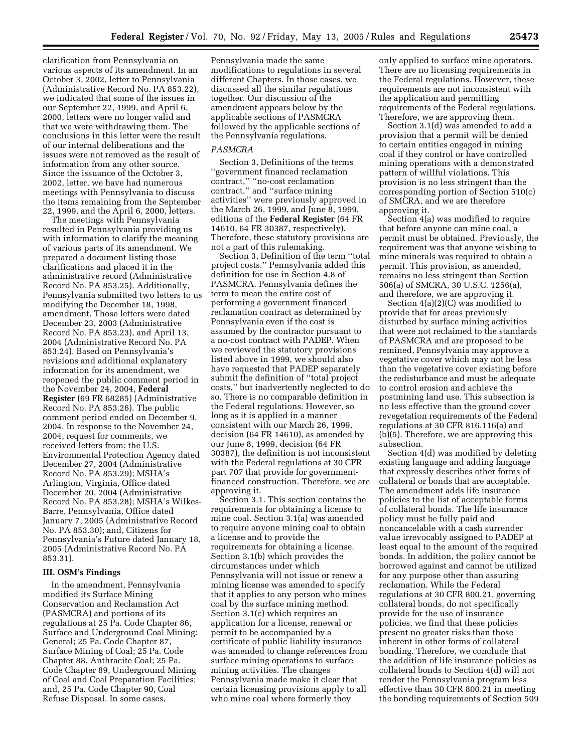clarification from Pennsylvania on various aspects of its amendment. In an October 3, 2002, letter to Pennsylvania (Administrative Record No. PA 853.22), we indicated that some of the issues in our September 22, 1999, and April 6, 2000, letters were no longer valid and that we were withdrawing them. The conclusions in this letter were the result of our internal deliberations and the issues were not removed as the result of information from any other source. Since the issuance of the October 3, 2002, letter, we have had numerous meetings with Pennsylvania to discuss the items remaining from the September 22, 1999, and the April 6, 2000, letters.

The meetings with Pennsylvania resulted in Pennsylvania providing us with information to clarify the meaning of various parts of its amendment. We prepared a document listing those clarifications and placed it in the administrative record (Administrative Record No. PA 853.25). Additionally, Pennsylvania submitted two letters to us modifying the December 18, 1998, amendment. Those letters were dated December 23, 2003 (Administrative Record No. PA 853.23), and April 13, 2004 (Administrative Record No. PA 853.24). Based on Pennsylvania's revisions and additional explanatory information for its amendment, we reopened the public comment period in the November 24, 2004, **Federal Register** (69 FR 68285) (Administrative Record No. PA 853.26). The public comment period ended on December 9, 2004. In response to the November 24, 2004, request for comments, we received letters from: the U.S. Environmental Protection Agency dated December 27, 2004 (Administrative Record No. PA 853.29); MSHA's Arlington, Virginia, Office dated December 20, 2004 (Administrative Record No. PA 853.28); MSHA's Wilkes-Barre, Pennsylvania, Office dated January 7, 2005 (Administrative Record No. PA 853.30); and, Citizens for Pennsylvania's Future dated January 18, 2005 (Administrative Record No. PA 853.31).

## III. OSM's Findings

In the amendment, Pennsylvania modified its Surface Mining Conservation and Reclamation Act (PASMCRA) and portions of its regulations at 25 Pa. Code Chapter 86, Surface and Underground Coal Mining: General; 25 Pa. Code Chapter 87, Surface Mining of Coal; 25 Pa. Code Chapter 88, Anthracite Coal; 25 Pa. Code Chapter 89, Underground Mining of Coal and Coal Preparation Facilities; and, 25 Pa. Code Chapter 90, Coal Refuse Disposal. In some cases, Pennsylvania made the same modifications to regulations in several different Chapters. In those cases, we discussed all the similar regulations together. Our discussion of the amendment appears below by the applicable sections of PASMCRA followed by the applicable sections of the Pennsylvania regulations.

*PASMCRA*

Section 3, Definitions of the terms "government financed reclamation contract," "no-cost reclamation contract," and "surface mining activities" were previously approved in the March 26, 1999, and June 8, 1999, editions of the **Federal Register** (64 FR 14610, 64 FR 30387, respectively). Therefore, these statutory provisions are not a part of this rulemaking.

Section 3, Definition of the term "total project costs." Pennsylvania added this definition for use in Section 4.8 of PASMCRA. Pennsylvania defines the term to mean the entire cost of performing a government financed reclamation contract as determined by Pennsylvania even if the cost is assumed by the contractor pursuant to a no-cost contract with PADEP. When we reviewed the statutory provisions listed above in 1999, we should also have requested that PADEP separately submit the definition of "total project costs," but inadvertently neglected to do so. There is no comparable definition in the Federal regulations. However, so long as it is applied in a manner consistent with our March 26, 1999, decision (64 FR 14610), as amended by our June 8, 1999, decision (64 FR 30387), the definition is not inconsistent with the Federal regulations at 30 CFR part 707 that provide for government-financed construction. Therefore, we are approving it.

Section 3.1. This section contains the requirements for obtaining a license to mine coal. Section 3.1(a) was amended to require anyone mining coal to obtain a license and to provide the requirements for obtaining a license. Section 3.1(b) which provides the circumstances under which Pennsylvania will not issue or renew a mining license was amended to specify that it applies to any person who mines coal by the surface mining method. Section 3.1(c) which requires an application for a license, renewal or permit to be accompanied by a certificate of public liability insurance was amended to change references from surface mining operations to surface mining activities. The changes Pennsylvania made make it clear that certain licensing provisions apply to all who mine coal where formerly they only applied to surface mine operators. There are no licensing requirements in the Federal regulations. However, these requirements are not inconsistent with the application and permitting requirements of the Federal regulations. Therefore, we are approving them.

Section 3.1(d) was amended to add a provision that a permit will be denied to certain entities engaged in mining coal if they control or have controlled mining operations with a demonstrated pattern of willful violations. This provision is no less stringent than the corresponding portion of Section 510(c) of SMCRA, and we are therefore approving it.

Section 4(a) was modified to require that before anyone can mine coal, a permit must be obtained. Previously, the requirement was that anyone wishing to mine minerals was required to obtain a permit. This provision, as amended, remains no less stringent than Section 506(a) of SMCRA, 30 U.S.C. 1256(a), and therefore, we are approving it.

Section 4(a)(2)(C) was modified to provide that for areas previously disturbed by surface mining activities that were not reclaimed to the standards of PASMCRA and are proposed to be remined, Pennsylvania may approve a vegetative cover which may not be less than the vegetative cover existing before the redisturbance and must be adequate to control erosion and achieve the postmining land use. This subsection is no less effective than the ground cover revegetation requirements of the Federal regulations at 30 CFR 816.116(a) and (b)(5). Therefore, we are approving this subsection.

Section 4(d) was modified by deleting existing language and adding language that expressly describes other forms of collateral or bonds that are acceptable. The amendment adds life insurance policies to the list of acceptable forms of collateral bonds. The life insurance policy must be fully paid and noncancelable with a cash surrender value irrevocably assigned to PADEP at least equal to the amount of the required bonds. In addition, the policy cannot be borrowed against and cannot be utilized for any purpose other than assuring reclamation. While the Federal regulations at 30 CFR 800.21, governing collateral bonds, do not specifically provide for the use of insurance policies, we find that these policies present no greater risks than those inherent in other forms of collateral bonding. Therefore, we conclude that the addition of life insurance policies as collateral bonds to Section 4(d) will not render the Pennsylvania program less effective than 30 CFR 800.21 in meeting the bonding requirements of Section 509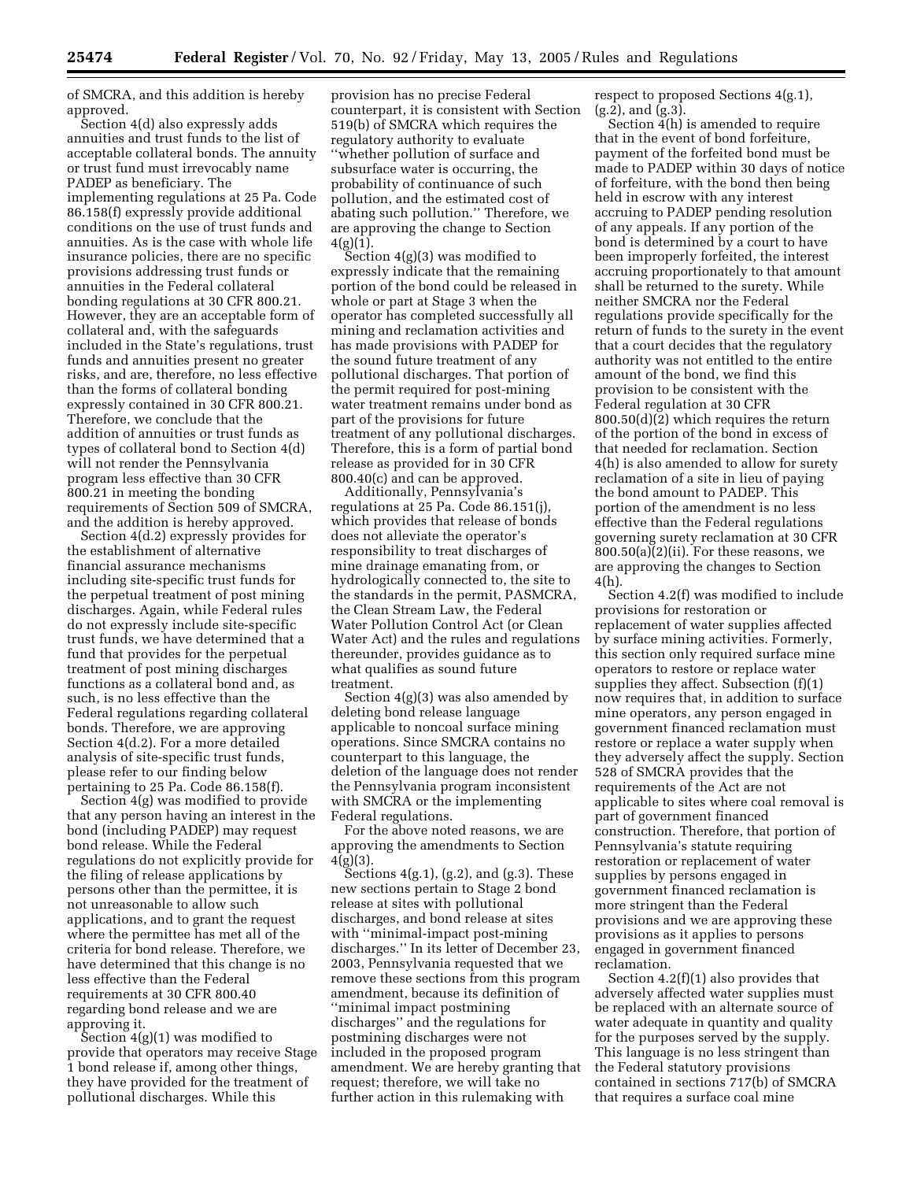of SMCRA, and this addition is hereby approved.

Section 4(d) also expressly adds annuities and trust funds to the list of acceptable collateral bonds. The annuity or trust fund must irrevocably name PADEP as beneficiary. The implementing regulations at 25 Pa. Code 86.158(f) expressly provide additional conditions on the use of trust funds and annuities. As is the case with whole life insurance policies, there are no specific provisions addressing trust funds or annuities in the Federal collateral bonding regulations at 30 CFR 800.21. However, they are an acceptable form of collateral and, with the safeguards included in the State's regulations, trust funds and annuities present no greater risks, and are, therefore, no less effective than the forms of collateral bonding expressly contained in 30 CFR 800.21. Therefore, we conclude that the addition of annuities or trust funds as types of collateral bond to Section 4(d) will not render the Pennsylvania program less effective than 30 CFR 800.21 in meeting the bonding requirements of Section 509 of SMCRA, and the addition is hereby approved.

Section 4(d.2) expressly provides for the establishment of alternative financial assurance mechanisms including site-specific trust funds for the perpetual treatment of post mining discharges. Again, while Federal rules do not expressly include site-specific trust funds, we have determined that a fund that provides for the perpetual treatment of post mining discharges functions as a collateral bond and, as such, is no less effective than the Federal regulations regarding collateral bonds. Therefore, we are approving Section 4(d.2). For a more detailed analysis of site-specific trust funds, please refer to our finding below pertaining to 25 Pa. Code 86.158(f).

Section 4(g) was modified to provide that any person having an interest in the bond (including PADEP) may request bond release. While the Federal regulations do not explicitly provide for the filing of release applications by persons other than the permittee, it is not unreasonable to allow such applications, and to grant the request where the permittee has met all of the criteria for bond release. Therefore, we have determined that this change is no less effective than the Federal requirements at 30 CFR 800.40 regarding bond release and we are approving it.

Section 4(g)(1) was modified to provide that operators may receive Stage 1 bond release if, among other things, they have provided for the treatment of pollutional discharges. While this provision has no precise Federal counterpart, it is consistent with Section 519(b) of SMCRA which requires the regulatory authority to evaluate ''whether pollution of surface and subsurface water is occurring, the probability of continuance of such pollution, and the estimated cost of abating such pollution.'' Therefore, we are approving the change to Section 4(g)(1).

Section 4(g)(3) was modified to expressly indicate that the remaining portion of the bond could be released in whole or part at Stage 3 when the operator has completed successfully all mining and reclamation activities and has made provisions with PADEP for the sound future treatment of any pollutional discharges. That portion of the permit required for post-mining water treatment remains under bond as part of the provisions for future treatment of any pollutional discharges. Therefore, this is a form of partial bond release as provided for in 30 CFR 800.40(c) and can be approved.

Additionally, Pennsylvania's regulations at 25 Pa. Code 86.151(j), which provides that release of bonds does not alleviate the operator's responsibility to treat discharges of mine drainage emanating from, or hydrologically connected to, the site to the standards in the permit, PASMCRA, the Clean Stream Law, the Federal Water Pollution Control Act (or Clean Water Act) and the rules and regulations thereunder, provides guidance as to what qualifies as sound future treatment.

Section 4(g)(3) was also amended by deleting bond release language applicable to noncoal surface mining operations. Since SMCRA contains no counterpart to this language, the deletion of the language does not render the Pennsylvania program inconsistent with SMCRA or the implementing Federal regulations.

For the above noted reasons, we are approving the amendments to Section 4(g)(3).

Sections 4(g.1), (g.2), and (g.3). These new sections pertain to Stage 2 bond release at sites with pollutional discharges, and bond release at sites with ''minimal-impact post-mining discharges.'' In its letter of December 23, 2003, Pennsylvania requested that we remove these sections from this program amendment, because its definition of ''minimal impact postmining discharges'' and the regulations for postmining discharges were not included in the proposed program amendment. We are hereby granting that request; therefore, we will take no further action in this rulemaking with respect to proposed Sections 4(g.1), (g.2), and (g.3).

Section 4(h) is amended to require that in the event of bond forfeiture, payment of the forfeited bond must be made to PADEP within 30 days of notice of forfeiture, with the bond then being held in escrow with any interest accruing to PADEP pending resolution of any appeals. If any portion of the bond is determined by a court to have been improperly forfeited, the interest accruing proportionately to that amount shall be returned to the surety. While neither SMCRA nor the Federal regulations provide specifically for the return of funds to the surety in the event that a court decides that the regulatory authority was not entitled to the entire amount of the bond, we find this provision to be consistent with the Federal regulation at 30 CFR 800.50(d)(2) which requires the return of the portion of the bond in excess of that needed for reclamation. Section 4(h) is also amended to allow for surety reclamation of a site in lieu of paying the bond amount to PADEP. This portion of the amendment is no less effective than the Federal regulations governing surety reclamation at 30 CFR 800.50(a)(2)(ii). For these reasons, we are approving the changes to Section 4(h).

Section 4.2(f) was modified to include provisions for restoration or replacement of water supplies affected by surface mining activities. Formerly, this section only required surface mine operators to restore or replace water supplies they affect. Subsection (f)(1) now requires that, in addition to surface mine operators, any person engaged in government financed reclamation must restore or replace a water supply when they adversely affect the supply. Section 528 of SMCRA provides that the requirements of the Act are not applicable to sites where coal removal is part of government financed construction. Therefore, that portion of Pennsylvania's statute requiring restoration or replacement of water supplies by persons engaged in government financed reclamation is more stringent than the Federal provisions and we are approving these provisions as it applies to persons engaged in government financed reclamation.

Section 4.2(f)(1) also provides that adversely affected water supplies must be replaced with an alternate source of water adequate in quantity and quality for the purposes served by the supply. This language is no less stringent than the Federal statutory provisions contained in sections 717(b) of SMCRA that requires a surface coal mine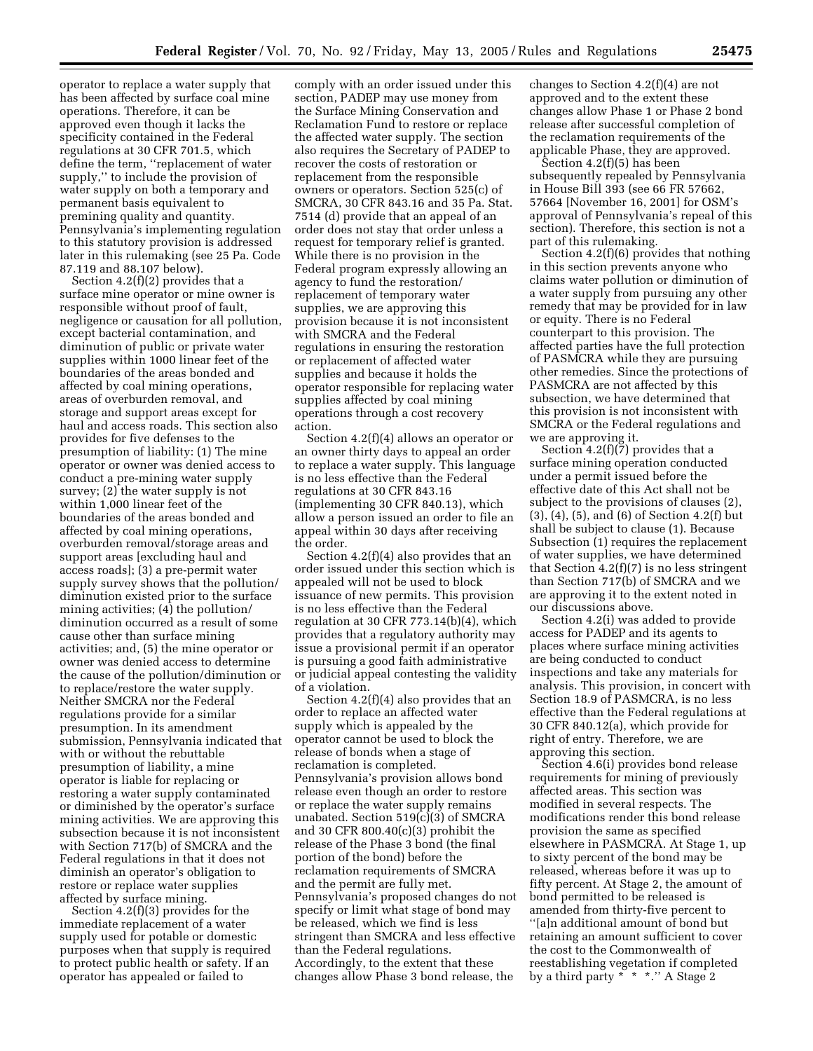operator to replace a water supply that has been affected by surface coal mine operations. Therefore, it can be approved even though it lacks the specificity contained in the Federal regulations at 30 CFR 701.5, which define the term, ''replacement of water supply,'' to include the provision of water supply on both a temporary and permanent basis equivalent to premining quality and quantity. Pennsylvania's implementing regulation to this statutory provision is addressed later in this rulemaking (see 25 Pa. Code 87.119 and 88.107 below).

Section 4.2(f)(2) provides that a surface mine operator or mine owner is responsible without proof of fault, negligence or causation for all pollution, except bacterial contamination, and diminution of public or private water supplies within 1000 linear feet of the boundaries of the areas bonded and affected by coal mining operations, areas of overburden removal, and storage and support areas except for haul and access roads. This section also provides for five defenses to the presumption of liability: (1) The mine operator or owner was denied access to conduct a pre-mining water supply survey; (2) the water supply is not within 1,000 linear feet of the boundaries of the areas bonded and affected by coal mining operations, overburden removal/storage areas and support areas [excluding haul and access roads]; (3) a pre-permit water supply survey shows that the pollution/diminution existed prior to the surface mining activities; (4) the pollution/diminution occurred as a result of some cause other than surface mining activities; and, (5) the mine operator or owner was denied access to determine the cause of the pollution/diminution or to replace/restore the water supply. Neither SMCRA nor the Federal regulations provide for a similar presumption. In its amendment submission, Pennsylvania indicated that with or without the rebuttable presumption of liability, a mine operator is liable for replacing or restoring a water supply contaminated or diminished by the operator's surface mining activities. We are approving this subsection because it is not inconsistent with Section 717(b) of SMCRA and the Federal regulations in that it does not diminish an operator's obligation to restore or replace water supplies affected by surface mining.

Section 4.2(f)(3) provides for the immediate replacement of a water supply used for potable or domestic purposes when that supply is required to protect public health or safety. If an operator has appealed or failed to comply with an order issued under this section, PADEP may use money from the Surface Mining Conservation and Reclamation Fund to restore or replace the affected water supply. The section also requires the Secretary of PADEP to recover the costs of restoration or replacement from the responsible owners or operators. Section 525(c) of SMCRA, 30 CFR 843.16 and 35 Pa. Stat. 7514 (d) provide that an appeal of an order does not stay that order unless a request for temporary relief is granted. While there is no provision in the Federal program expressly allowing an agency to fund the restoration/replacement of temporary water supplies, we are approving this provision because it is not inconsistent with SMCRA and the Federal regulations in ensuring the restoration or replacement of affected water supplies and because it holds the operator responsible for replacing water supplies affected by coal mining operations through a cost recovery action.

Section 4.2(f)(4) allows an operator or an owner thirty days to appeal an order to replace a water supply. This language is no less effective than the Federal regulations at 30 CFR 843.16 (implementing 30 CFR 840.13), which allow a person issued an order to file an appeal within 30 days after receiving the order.

Section 4.2(f)(4) also provides that an order issued under this section which is appealed will not be used to block issuance of new permits. This provision is no less effective than the Federal regulation at 30 CFR 773.14(b)(4), which provides that a regulatory authority may issue a provisional permit if an operator is pursuing a good faith administrative or judicial appeal contesting the validity of a violation.

Section 4.2(f)(4) also provides that an order to replace an affected water supply which is appealed by the operator cannot be used to block the release of bonds when a stage of reclamation is completed. Pennsylvania's provision allows bond release even though an order to restore or replace the water supply remains unabated. Section 519(c)(3) of SMCRA and 30 CFR 800.40(c)(3) prohibit the release of the Phase 3 bond (the final portion of the bond) before the reclamation requirements of SMCRA and the permit are fully met. Pennsylvania's proposed changes do not specify or limit what stage of bond may be released, which we find is less stringent than SMCRA and less effective than the Federal regulations. Accordingly, to the extent that these changes allow Phase 3 bond release, the changes to Section 4.2(f)(4) are not approved and to the extent these changes allow Phase 1 or Phase 2 bond release after successful completion of the reclamation requirements of the applicable Phase, they are approved.

Section 4.2(f)(5) has been subsequently repealed by Pennsylvania in House Bill 393 (see 66 FR 57662, 57664 [November 16, 2001] for OSM's approval of Pennsylvania's repeal of this section). Therefore, this section is not a part of this rulemaking.

Section 4.2(f)(6) provides that nothing in this section prevents anyone who claims water pollution or diminution of a water supply from pursuing any other remedy that may be provided for in law or equity. There is no Federal counterpart to this provision. The affected parties have the full protection of PASMCRA while they are pursuing other remedies. Since the protections of PASMCRA are not affected by this subsection, we have determined that this provision is not inconsistent with SMCRA or the Federal regulations and we are approving it.

Section 4.2(f)(7) provides that a surface mining operation conducted under a permit issued before the effective date of this Act shall not be subject to the provisions of clauses (2), (3), (4), (5), and (6) of Section 4.2(f) but shall be subject to clause (1). Because Subsection (1) requires the replacement of water supplies, we have determined that Section 4.2(f)(7) is no less stringent than Section 717(b) of SMCRA and we are approving it to the extent noted in our discussions above.

Section 4.2(i) was added to provide access for PADEP and its agents to places where surface mining activities are being conducted to conduct inspections and take any materials for analysis. This provision, in concert with Section 18.9 of PASMCRA, is no less effective than the Federal regulations at 30 CFR 840.12(a), which provide for right of entry. Therefore, we are approving this section.

Section 4.6(i) provides bond release requirements for mining of previously affected areas. This section was modified in several respects. The modifications render this bond release provision the same as specified elsewhere in PASMCRA. At Stage 1, up to sixty percent of the bond may be released, whereas before it was up to fifty percent. At Stage 2, the amount of bond permitted to be released is amended from thirty-five percent to ''[a]n additional amount of bond but retaining an amount sufficient to cover the cost to the Commonwealth of reestablishing vegetation if completed by a third party * * *.'' A Stage 2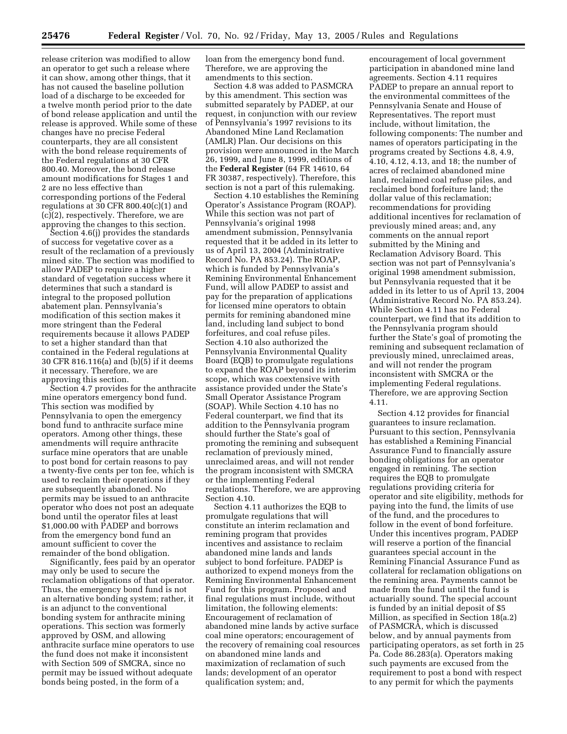release criterion was modified to allow an operator to get such a release where it can show, among other things, that it has not caused the baseline pollution load of a discharge to be exceeded for a twelve month period prior to the date of bond release application and until the release is approved. While some of these changes have no precise Federal counterparts, they are all consistent with the bond release requirements of the Federal regulations at 30 CFR 800.40. Moreover, the bond release amount modifications for Stages 1 and 2 are no less effective than corresponding portions of the Federal regulations at 30 CFR 800.40(c)(1) and (c)(2), respectively. Therefore, we are approving the changes to this section.

Section 4.6(j) provides the standards of success for vegetative cover as a result of the reclamation of a previously mined site. The section was modified to allow PADEP to require a higher standard of vegetation success where it determines that such a standard is integral to the proposed pollution abatement plan. Pennsylvania's modification of this section makes it more stringent than the Federal requirements because it allows PADEP to set a higher standard than that contained in the Federal regulations at 30 CFR 816.116(a) and (b)(5) if it deems it necessary. Therefore, we are approving this section.

Section 4.7 provides for the anthracite mine operators emergency bond fund. This section was modified by Pennsylvania to open the emergency bond fund to anthracite surface mine operators. Among other things, these amendments will require anthracite surface mine operators that are unable to post bond for certain reasons to pay a twenty-five cents per ton fee, which is used to reclaim their operations if they are subsequently abandoned. No permits may be issued to an anthracite operator who does not post an adequate bond until the operator files at least $1,000.00 with PADEP and borrows from the emergency bond fund an amount sufficient to cover the remainder of the bond obligation.

Significantly, fees paid by an operator may only be used to secure the reclamation obligations of that operator. Thus, the emergency bond fund is not an alternative bonding system; rather, it is an adjunct to the conventional bonding system for anthracite mining operations. This section was formerly approved by OSM, and allowing anthracite surface mine operators to use the fund does not make it inconsistent with Section 509 of SMCRA, since no permit may be issued without adequate bonds being posted, in the form of a loan from the emergency bond fund. Therefore, we are approving the amendments to this section.

Section 4.8 was added to PASMCRA by this amendment. This section was submitted separately by PADEP, at our request, in conjunction with our review of Pennsylvania's 1997 revisions to its Abandoned Mine Land Reclamation (AMLR) Plan. Our decisions on this provision were announced in the March 26, 1999, and June 8, 1999, editions of the **Federal Register** (64 FR 14610, 64 FR 30387, respectively). Therefore, this section is not a part of this rulemaking.

Section 4.10 establishes the Remining Operator's Assistance Program (ROAP). While this section was not part of Pennsylvania's original 1998 amendment submission, Pennsylvania requested that it be added in its letter to us of April 13, 2004 (Administrative Record No. PA 853.24). The ROAP, which is funded by Pennsylvania's Remining Environmental Enhancement Fund, will allow PADEP to assist and pay for the preparation of applications for licensed mine operators to obtain permits for remining abandoned mine land, including land subject to bond forfeitures, and coal refuse piles. Section 4.10 also authorized the Pennsylvania Environmental Quality Board (EQB) to promulgate regulations to expand the ROAP beyond its interim scope, which was coextensive with assistance provided under the State's Small Operator Assistance Program (SOAP). While Section 4.10 has no Federal counterpart, we find that its addition to the Pennsylvania program should further the State's goal of promoting the remining and subsequent reclamation of previously mined, unreclaimed areas, and will not render the program inconsistent with SMCRA or the implementing Federal regulations. Therefore, we are approving Section 4.10.

Section 4.11 authorizes the EQB to promulgate regulations that will constitute an interim reclamation and remining program that provides incentives and assistance to reclaim abandoned mine lands and lands subject to bond forfeiture. PADEP is authorized to expend moneys from the Remining Environmental Enhancement Fund for this program. Proposed and final regulations must include, without limitation, the following elements: Encouragement of reclamation of abandoned mine lands by active surface coal mine operators; encouragement of the recovery of remaining coal resources on abandoned mine lands and maximization of reclamation of such lands; development of an operator qualification system; and, encouragement of local government participation in abandoned mine land agreements. Section 4.11 requires PADEP to prepare an annual report to the environmental committees of the Pennsylvania Senate and House of Representatives. The report must include, without limitation, the following components: The number and names of operators participating in the programs created by Sections 4.8, 4.9, 4.10, 4.12, 4.13, and 18; the number of acres of reclaimed abandoned mine land, reclaimed coal refuse piles, and reclaimed bond forfeiture land; the dollar value of this reclamation; recommendations for providing additional incentives for reclamation of previously mined areas; and, any comments on the annual report submitted by the Mining and Reclamation Advisory Board. This section was not part of Pennsylvania's original 1998 amendment submission, but Pennsylvania requested that it be added in its letter to us of April 13, 2004 (Administrative Record No. PA 853.24). While Section 4.11 has no Federal counterpart, we find that its addition to the Pennsylvania program should further the State's goal of promoting the remining and subsequent reclamation of previously mined, unreclaimed areas, and will not render the program inconsistent with SMCRA or the implementing Federal regulations. Therefore, we are approving Section 4.11.

Section 4.12 provides for financial guarantees to insure reclamation. Pursuant to this section, Pennsylvania has established a Remining Financial Assurance Fund to financially assure bonding obligations for an operator engaged in remining. The section requires the EQB to promulgate regulations providing criteria for operator and site eligibility, methods for paying into the fund, the limits of use of the fund, and the procedures to follow in the event of bond forfeiture. Under this incentives program, PADEP will reserve a portion of the financial guarantees special account in the Remining Financial Assurance Fund as collateral for reclamation obligations on the remining area. Payments cannot be made from the fund until the fund is actuarially sound. The special account is funded by an initial deposit of $5 Million, as specified in Section 18(a.2) of PASMCRA, which is discussed below, and by annual payments from participating operators, as set forth in 25 Pa. Code 86.283(a). Operators making such payments are excused from the requirement to post a bond with respect to any permit for which the payments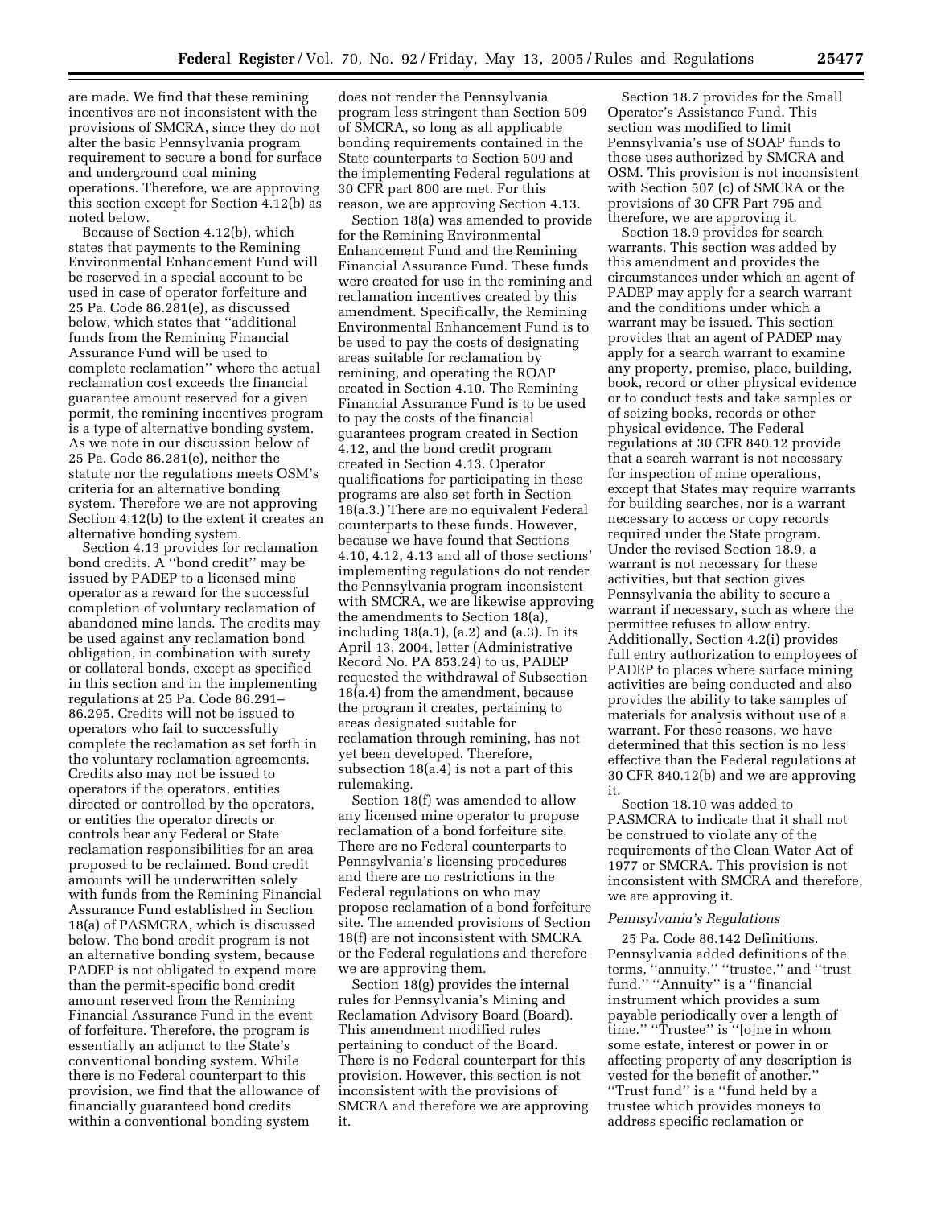are made. We find that these remining incentives are not inconsistent with the provisions of SMCRA, since they do not alter the basic Pennsylvania program requirement to secure a bond for surface and underground coal mining operations. Therefore, we are approving this section except for Section 4.12(b) as noted below.

Because of Section 4.12(b), which states that payments to the Remining Environmental Enhancement Fund will be reserved in a special account to be used in case of operator forfeiture and 25 Pa. Code 86.281(e), as discussed below, which states that ''additional funds from the Remining Financial Assurance Fund will be used to complete reclamation'' where the actual reclamation cost exceeds the financial guarantee amount reserved for a given permit, the remining incentives program is a type of alternative bonding system. As we note in our discussion below of 25 Pa. Code 86.281(e), neither the statute nor the regulations meets OSM's criteria for an alternative bonding system. Therefore we are not approving Section 4.12(b) to the extent it creates an alternative bonding system.

Section 4.13 provides for reclamation bond credits. A ''bond credit'' may be issued by PADEP to a licensed mine operator as a reward for the successful completion of voluntary reclamation of abandoned mine lands. The credits may be used against any reclamation bond obligation, in combination with surety or collateral bonds, except as specified in this section and in the implementing regulations at 25 Pa. Code 86.291–86.295. Credits will not be issued to operators who fail to successfully complete the reclamation as set forth in the voluntary reclamation agreements. Credits also may not be issued to operators if the operators, entities directed or controlled by the operators, or entities the operator directs or controls bear any Federal or State reclamation responsibilities for an area proposed to be reclaimed. Bond credit amounts will be underwritten solely with funds from the Remining Financial Assurance Fund established in Section 18(a) of PASMCRA, which is discussed below. The bond credit program is not an alternative bonding system, because PADEP is not obligated to expend more than the permit-specific bond credit amount reserved from the Remining Financial Assurance Fund in the event of forfeiture. Therefore, the program is essentially an adjunct to the State's conventional bonding system. While there is no Federal counterpart to this provision, we find that the allowance of financially guaranteed bond credits within a conventional bonding system does not render the Pennsylvania program less stringent than Section 509 of SMCRA, so long as all applicable bonding requirements contained in the State counterparts to Section 509 and the implementing Federal regulations at 30 CFR part 800 are met. For this reason, we are approving Section 4.13.

Section 18(a) was amended to provide for the Remining Environmental Enhancement Fund and the Remining Financial Assurance Fund. These funds were created for use in the remining and reclamation incentives created by this amendment. Specifically, the Remining Environmental Enhancement Fund is to be used to pay the costs of designating areas suitable for reclamation by remining, and operating the ROAP created in Section 4.10. The Remining Financial Assurance Fund is to be used to pay the costs of the financial guarantees program created in Section 4.12, and the bond credit program created in Section 4.13. Operator qualifications for participating in these programs are also set forth in Section 18(a.3.) There are no equivalent Federal counterparts to these funds. However, because we have found that Sections 4.10, 4.12, 4.13 and all of those sections' implementing regulations do not render the Pennsylvania program inconsistent with SMCRA, we are likewise approving the amendments to Section 18(a), including 18(a.1), (a.2) and (a.3). In its April 13, 2004, letter (Administrative Record No. PA 853.24) to us, PADEP requested the withdrawal of Subsection 18(a.4) from the amendment, because the program it creates, pertaining to areas designated suitable for reclamation through remining, has not yet been developed. Therefore, subsection 18(a.4) is not a part of this rulemaking.

Section 18(f) was amended to allow any licensed mine operator to propose reclamation of a bond forfeiture site. There are no Federal counterparts to Pennsylvania's licensing procedures and there are no restrictions in the Federal regulations on who may propose reclamation of a bond forfeiture site. The amended provisions of Section 18(f) are not inconsistent with SMCRA or the Federal regulations and therefore we are approving them.

Section 18(g) provides the internal rules for Pennsylvania's Mining and Reclamation Advisory Board (Board). This amendment modified rules pertaining to conduct of the Board. There is no Federal counterpart for this provision. However, this section is not inconsistent with the provisions of SMCRA and therefore we are approving it.

Section 18.7 provides for the Small Operator's Assistance Fund. This section was modified to limit Pennsylvania's use of SOAP funds to those uses authorized by SMCRA and OSM. This provision is not inconsistent with Section 507 (c) of SMCRA or the provisions of 30 CFR Part 795 and therefore, we are approving it.

Section 18.9 provides for search warrants. This section was added by this amendment and provides the circumstances under which an agent of PADEP may apply for a search warrant and the conditions under which a warrant may be issued. This section provides that an agent of PADEP may apply for a search warrant to examine any property, premise, place, building, book, record or other physical evidence or to conduct tests and take samples or of seizing books, records or other physical evidence. The Federal regulations at 30 CFR 840.12 provide that a search warrant is not necessary for inspection of mine operations, except that States may require warrants for building searches, nor is a warrant necessary to access or copy records required under the State program. Under the revised Section 18.9, a warrant is not necessary for these activities, but that section gives Pennsylvania the ability to secure a warrant if necessary, such as where the permittee refuses to allow entry. Additionally, Section 4.2(i) provides full entry authorization to employees of PADEP to places where surface mining activities are being conducted and also provides the ability to take samples of materials for analysis without use of a warrant. For these reasons, we have determined that this section is no less effective than the Federal regulations at 30 CFR 840.12(b) and we are approving it.

Section 18.10 was added to PASMCRA to indicate that it shall not be construed to violate any of the requirements of the Clean Water Act of 1977 or SMCRA. This provision is not inconsistent with SMCRA and therefore, we are approving it.

*Pennsylvania's Regulations*

25 Pa. Code 86.142 Definitions. Pennsylvania added definitions of the terms, ''annuity,'' ''trustee,'' and ''trust fund.'' ''Annuity'' is a ''financial instrument which provides a sum payable periodically over a length of time.'' ''Trustee'' is ''[o]ne in whom some estate, interest or power in or affecting property of any description is vested for the benefit of another.'' ''Trust fund'' is a ''fund held by a trustee which provides moneys to address specific reclamation or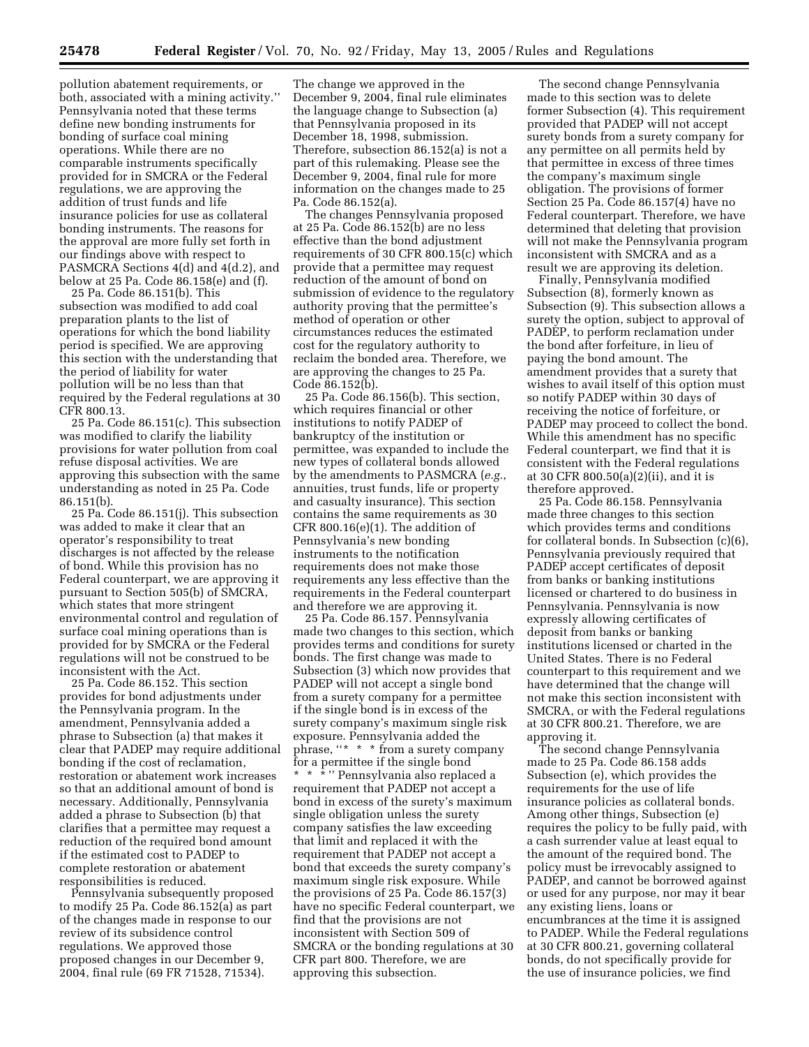pollution abatement requirements, or both, associated with a mining activity.'' Pennsylvania noted that these terms define new bonding instruments for bonding of surface coal mining operations. While there are no comparable instruments specifically provided for in SMCRA or the Federal regulations, we are approving the addition of trust funds and life insurance policies for use as collateral bonding instruments. The reasons for the approval are more fully set forth in our findings above with respect to PASMCRA Sections 4(d) and 4(d.2), and below at 25 Pa. Code 86.158(e) and (f).

25 Pa. Code 86.151(b). This subsection was modified to add coal preparation plants to the list of operations for which the bond liability period is specified. We are approving this section with the understanding that the period of liability for water pollution will be no less than that required by the Federal regulations at 30 CFR 800.13.

25 Pa. Code 86.151(c). This subsection was modified to clarify the liability provisions for water pollution from coal refuse disposal activities. We are approving this subsection with the same understanding as noted in 25 Pa. Code 86.151(b).

25 Pa. Code 86.151(j). This subsection was added to make it clear that an operator's responsibility to treat discharges is not affected by the release of bond. While this provision has no Federal counterpart, we are approving it pursuant to Section 505(b) of SMCRA, which states that more stringent environmental control and regulation of surface coal mining operations than is provided for by SMCRA or the Federal regulations will not be construed to be inconsistent with the Act.

25 Pa. Code 86.152. This section provides for bond adjustments under the Pennsylvania program. In the amendment, Pennsylvania added a phrase to Subsection (a) that makes it clear that PADEP may require additional bonding if the cost of reclamation, restoration or abatement work increases so that an additional amount of bond is necessary. Additionally, Pennsylvania added a phrase to Subsection (b) that clarifies that a permittee may request a reduction of the required bond amount if the estimated cost to PADEP to complete restoration or abatement responsibilities is reduced.

Pennsylvania subsequently proposed to modify 25 Pa. Code 86.152(a) as part of the changes made in response to our review of its subsidence control regulations. We approved those proposed changes in our December 9, 2004, final rule (69 FR 71528, 71534). The change we approved in the December 9, 2004, final rule eliminates the language change to Subsection (a) that Pennsylvania proposed in its December 18, 1998, submission. Therefore, subsection 86.152(a) is not a part of this rulemaking. Please see the December 9, 2004, final rule for more information on the changes made to 25 Pa. Code 86.152(a).

The changes Pennsylvania proposed at 25 Pa. Code 86.152(b) are no less effective than the bond adjustment requirements of 30 CFR 800.15(c) which provide that a permittee may request reduction of the amount of bond on submission of evidence to the regulatory authority proving that the permittee's method of operation or other circumstances reduces the estimated cost for the regulatory authority to reclaim the bonded area. Therefore, we are approving the changes to 25 Pa. Code 86.152(b).

25 Pa. Code 86.156(b). This section, which requires financial or other institutions to notify PADEP of bankruptcy of the institution or permittee, was expanded to include the new types of collateral bonds allowed by the amendments to PASMCRA (*e.g.*, annuities, trust funds, life or property and casualty insurance). This section contains the same requirements as 30 CFR 800.16(e)(1). The addition of Pennsylvania's new bonding instruments to the notification requirements does not make those requirements any less effective than the requirements in the Federal counterpart and therefore we are approving it.

25 Pa. Code 86.157. Pennsylvania made two changes to this section, which provides terms and conditions for surety bonds. The first change was made to Subsection (3) which now provides that PADEP will not accept a single bond from a surety company for a permittee if the single bond is in excess of the surety company's maximum single risk exposure. Pennsylvania added the phrase, ''* * * from a surety company for a permittee if the single bond * * *'' Pennsylvania also replaced a requirement that PADEP not accept a bond in excess of the surety's maximum single obligation unless the surety company satisfies the law exceeding that limit and replaced it with the requirement that PADEP not accept a bond that exceeds the surety company's maximum single risk exposure. While the provisions of 25 Pa. Code 86.157(3) have no specific Federal counterpart, we find that the provisions are not inconsistent with Section 509 of SMCRA or the bonding regulations at 30 CFR part 800. Therefore, we are approving this subsection.

The second change Pennsylvania made to this section was to delete former Subsection (4). This requirement provided that PADEP will not accept surety bonds from a surety company for any permittee on all permits held by that permittee in excess of three times the company's maximum single obligation. The provisions of former Section 25 Pa. Code 86.157(4) have no Federal counterpart. Therefore, we have determined that deleting that provision will not make the Pennsylvania program inconsistent with SMCRA and as a result we are approving its deletion.

Finally, Pennsylvania modified Subsection (8), formerly known as Subsection (9). This subsection allows a surety the option, subject to approval of PADEP, to perform reclamation under the bond after forfeiture, in lieu of paying the bond amount. The amendment provides that a surety that wishes to avail itself of this option must so notify PADEP within 30 days of receiving the notice of forfeiture, or PADEP may proceed to collect the bond. While this amendment has no specific Federal counterpart, we find that it is consistent with the Federal regulations at 30 CFR 800.50(a)(2)(ii), and it is therefore approved.

25 Pa. Code 86.158. Pennsylvania made three changes to this section which provides terms and conditions for collateral bonds. In Subsection (c)(6), Pennsylvania previously required that PADEP accept certificates of deposit from banks or banking institutions licensed or chartered to do business in Pennsylvania. Pennsylvania is now expressly allowing certificates of deposit from banks or banking institutions licensed or charted in the United States. There is no Federal counterpart to this requirement and we have determined that the change will not make this section inconsistent with SMCRA, or with the Federal regulations at 30 CFR 800.21. Therefore, we are approving it.

The second change Pennsylvania made to 25 Pa. Code 86.158 adds Subsection (e), which provides the requirements for the use of life insurance policies as collateral bonds. Among other things, Subsection (e) requires the policy to be fully paid, with a cash surrender value at least equal to the amount of the required bond. The policy must be irrevocably assigned to PADEP, and cannot be borrowed against or used for any purpose, nor may it bear any existing liens, loans or encumbrances at the time it is assigned to PADEP. While the Federal regulations at 30 CFR 800.21, governing collateral bonds, do not specifically provide for the use of insurance policies, we find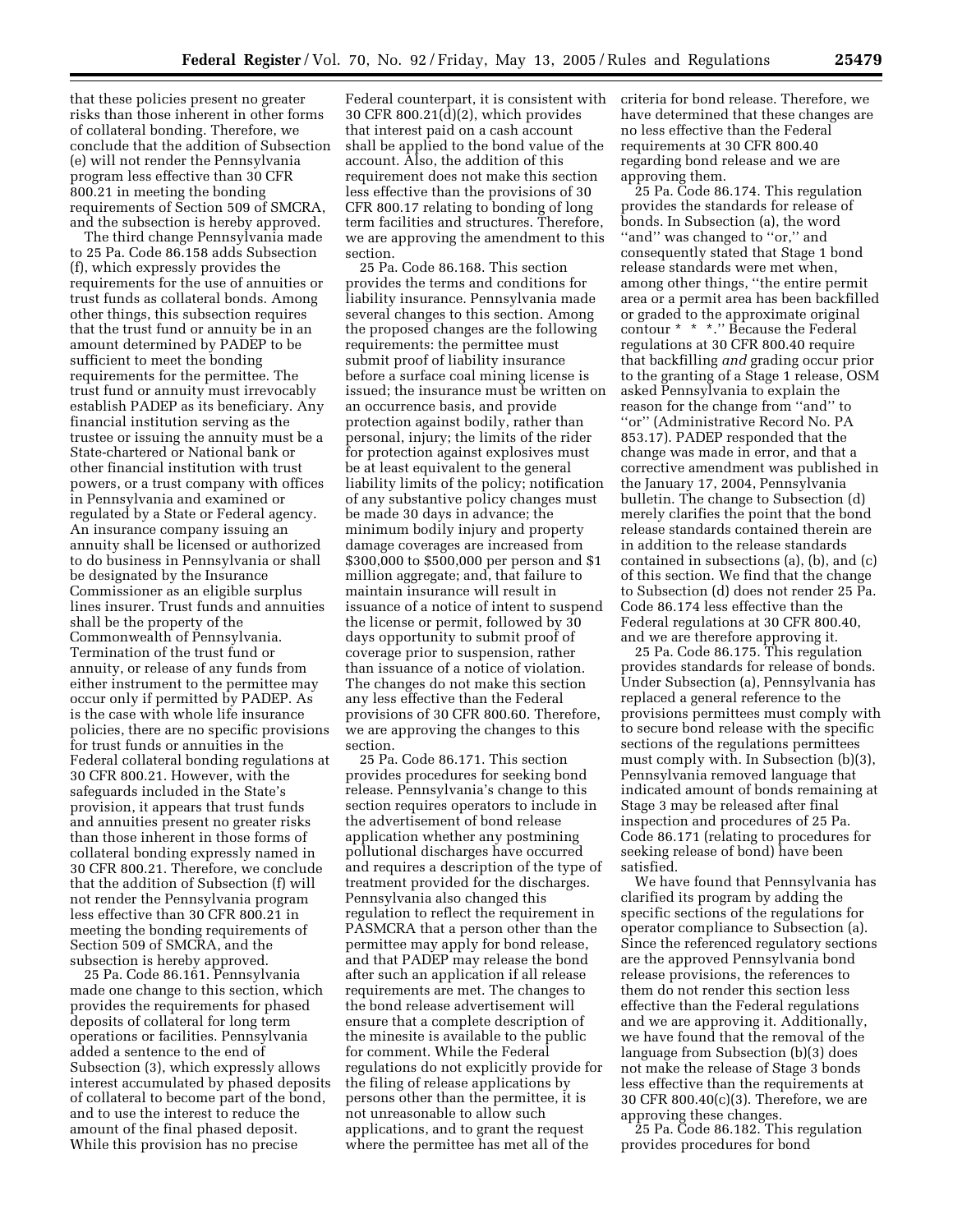that these policies present no greater risks than those inherent in other forms of collateral bonding. Therefore, we conclude that the addition of Subsection (e) will not render the Pennsylvania program less effective than 30 CFR 800.21 in meeting the bonding requirements of Section 509 of SMCRA, and the subsection is hereby approved.

The third change Pennsylvania made to 25 Pa. Code 86.158 adds Subsection (f), which expressly provides the requirements for the use of annuities or trust funds as collateral bonds. Among other things, this subsection requires that the trust fund or annuity be in an amount determined by PADEP to be sufficient to meet the bonding requirements for the permittee. The trust fund or annuity must irrevocably establish PADEP as its beneficiary. Any financial institution serving as the trustee or issuing the annuity must be a State-chartered or National bank or other financial institution with trust powers, or a trust company with offices in Pennsylvania and examined or regulated by a State or Federal agency. An insurance company issuing an annuity shall be licensed or authorized to do business in Pennsylvania or shall be designated by the Insurance Commissioner as an eligible surplus lines insurer. Trust funds and annuities shall be the property of the Commonwealth of Pennsylvania. Termination of the trust fund or annuity, or release of any funds from either instrument to the permittee may occur only if permitted by PADEP. As is the case with whole life insurance policies, there are no specific provisions for trust funds or annuities in the Federal collateral bonding regulations at 30 CFR 800.21. However, with the safeguards included in the State's provision, it appears that trust funds and annuities present no greater risks than those inherent in those forms of collateral bonding expressly named in 30 CFR 800.21. Therefore, we conclude that the addition of Subsection (f) will not render the Pennsylvania program less effective than 30 CFR 800.21 in meeting the bonding requirements of Section 509 of SMCRA, and the subsection is hereby approved.

25 Pa. Code 86.161. Pennsylvania made one change to this section, which provides the requirements for phased deposits of collateral for long term operations or facilities. Pennsylvania added a sentence to the end of Subsection (3), which expressly allows interest accumulated by phased deposits of collateral to become part of the bond, and to use the interest to reduce the amount of the final phased deposit. While this provision has no precise Federal counterpart, it is consistent with 30 CFR 800.21(d)(2), which provides that interest paid on a cash account shall be applied to the bond value of the account. Also, the addition of this requirement does not make this section less effective than the provisions of 30 CFR 800.17 relating to bonding of long term facilities and structures. Therefore, we are approving the amendment to this section.

25 Pa. Code 86.168. This section provides the terms and conditions for liability insurance. Pennsylvania made several changes to this section. Among the proposed changes are the following requirements: the permittee must submit proof of liability insurance before a surface coal mining license is issued; the insurance must be written on an occurrence basis, and provide protection against bodily, rather than personal, injury; the limits of the rider for protection against explosives must be at least equivalent to the general liability limits of the policy; notification of any substantive policy changes must be made 30 days in advance; the minimum bodily injury and property damage coverages are increased from \$300,000 to \$500,000 per person and \$1 million aggregate; and, that failure to maintain insurance will result in issuance of a notice of intent to suspend the license or permit, followed by 30 days opportunity to submit proof of coverage prior to suspension, rather than issuance of a notice of violation. The changes do not make this section any less effective than the Federal provisions of 30 CFR 800.60. Therefore, we are approving the changes to this section.

25 Pa. Code 86.171. This section provides procedures for seeking bond release. Pennsylvania's change to this section requires operators to include in the advertisement of bond release application whether any postmining pollutional discharges have occurred and requires a description of the type of treatment provided for the discharges. Pennsylvania also changed this regulation to reflect the requirement in PASMCRA that a person other than the permittee may apply for bond release, and that PADEP may release the bond after such an application if all release requirements are met. The changes to the bond release advertisement will ensure that a complete description of the minesite is available to the public for comment. While the Federal regulations do not explicitly provide for the filing of release applications by persons other than the permittee, it is not unreasonable to allow such applications, and to grant the request where the permittee has met all of the criteria for bond release. Therefore, we have determined that these changes are no less effective than the Federal requirements at 30 CFR 800.40 regarding bond release and we are approving them.

25 Pa. Code 86.174. This regulation provides the standards for release of bonds. In Subsection (a), the word ''and'' was changed to ''or,'' and consequently stated that Stage 1 bond release standards were met when, among other things, ''the entire permit area or a permit area has been backfilled or graded to the approximate original contour * * *.'' Because the Federal regulations at 30 CFR 800.40 require that backfilling *and* grading occur prior to the granting of a Stage 1 release, OSM asked Pennsylvania to explain the reason for the change from ''and'' to ''or'' (Administrative Record No. PA 853.17). PADEP responded that the change was made in error, and that a corrective amendment was published in the January 17, 2004, Pennsylvania bulletin. The change to Subsection (d) merely clarifies the point that the bond release standards contained therein are in addition to the release standards contained in subsections (a), (b), and (c) of this section. We find that the change to Subsection (d) does not render 25 Pa. Code 86.174 less effective than the Federal regulations at 30 CFR 800.40, and we are therefore approving it.

25 Pa. Code 86.175. This regulation provides standards for release of bonds. Under Subsection (a), Pennsylvania has replaced a general reference to the provisions permittees must comply with to secure bond release with the specific sections of the regulations permittees must comply with. In Subsection (b)(3), Pennsylvania removed language that indicated amount of bonds remaining at Stage 3 may be released after final inspection and procedures of 25 Pa. Code 86.171 (relating to procedures for seeking release of bond) have been satisfied.

We have found that Pennsylvania has clarified its program by adding the specific sections of the regulations for operator compliance to Subsection (a). Since the referenced regulatory sections are the approved Pennsylvania bond release provisions, the references to them do not render this section less effective than the Federal regulations and we are approving it. Additionally, we have found that the removal of the language from Subsection (b)(3) does not make the release of Stage 3 bonds less effective than the requirements at 30 CFR 800.40(c)(3). Therefore, we are approving these changes.

25 Pa. Code 86.182. This regulation provides procedures for bond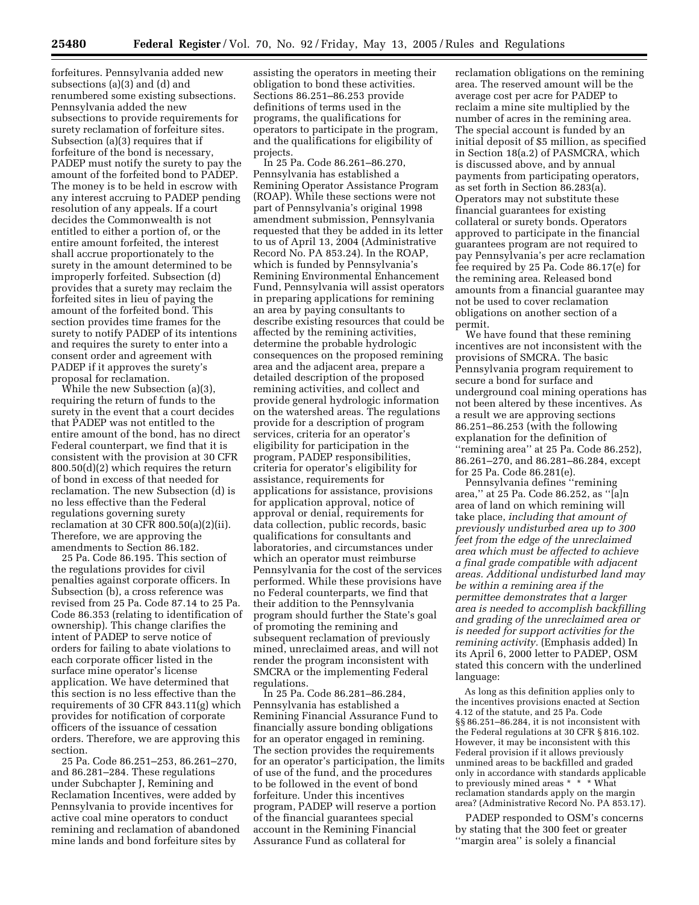forfeitures. Pennsylvania added new subsections (a)(3) and (d) and renumbered some existing subsections. Pennsylvania added the new subsections to provide requirements for surety reclamation of forfeiture sites. Subsection (a)(3) requires that if forfeiture of the bond is necessary, PADEP must notify the surety to pay the amount of the forfeited bond to PADEP. The money is to be held in escrow with any interest accruing to PADEP pending resolution of any appeals. If a court decides the Commonwealth is not entitled to either a portion of, or the entire amount forfeited, the interest shall accrue proportionately to the surety in the amount determined to be improperly forfeited. Subsection (d) provides that a surety may reclaim the forfeited sites in lieu of paying the amount of the forfeited bond. This section provides time frames for the surety to notify PADEP of its intentions and requires the surety to enter into a consent order and agreement with PADEP if it approves the surety's proposal for reclamation.

While the new Subsection (a)(3), requiring the return of funds to the surety in the event that a court decides that PADEP was not entitled to the entire amount of the bond, has no direct Federal counterpart, we find that it is consistent with the provision at 30 CFR 800.50(d)(2) which requires the return of bond in excess of that needed for reclamation. The new Subsection (d) is no less effective than the Federal regulations governing surety reclamation at 30 CFR 800.50(a)(2)(ii). Therefore, we are approving the amendments to Section 86.182.

25 Pa. Code 86.195. This section of the regulations provides for civil penalties against corporate officers. In Subsection (b), a cross reference was revised from 25 Pa. Code 87.14 to 25 Pa. Code 86.353 (relating to identification of ownership). This change clarifies the intent of PADEP to serve notice of orders for failing to abate violations to each corporate officer listed in the surface mine operator's license application. We have determined that this section is no less effective than the requirements of 30 CFR 843.11(g) which provides for notification of corporate officers of the issuance of cessation orders. Therefore, we are approving this section.

25 Pa. Code 86.251–253, 86.261–270, and 86.281–284. These regulations under Subchapter J, Remining and Reclamation Incentives, were added by Pennsylvania to provide incentives for active coal mine operators to conduct remining and reclamation of abandoned mine lands and bond forfeiture sites by assisting the operators in meeting their obligation to bond these activities. Sections 86.251–86.253 provide definitions of terms used in the programs, the qualifications for operators to participate in the program, and the qualifications for eligibility of projects.

In 25 Pa. Code 86.261–86.270, Pennsylvania has established a Remining Operator Assistance Program (ROAP). While these sections were not part of Pennsylvania's original 1998 amendment submission, Pennsylvania requested that they be added in its letter to us of April 13, 2004 (Administrative Record No. PA 853.24). In the ROAP, which is funded by Pennsylvania's Remining Environmental Enhancement Fund, Pennsylvania will assist operators in preparing applications for remining an area by paying consultants to describe existing resources that could be affected by the remining activities, determine the probable hydrologic consequences on the proposed remining area and the adjacent area, prepare a detailed description of the proposed remining activities, and collect and provide general hydrologic information on the watershed areas. The regulations provide for a description of program services, criteria for an operator's eligibility for participation in the program, PADEP responsibilities, criteria for operator's eligibility for assistance, requirements for applications for assistance, provisions for application approval, notice of approval or denial, requirements for data collection, public records, basic qualifications for consultants and laboratories, and circumstances under which an operator must reimburse Pennsylvania for the cost of the services performed. While these provisions have no Federal counterparts, we find that their addition to the Pennsylvania program should further the State's goal of promoting the remining and subsequent reclamation of previously mined, unreclaimed areas, and will not render the program inconsistent with SMCRA or the implementing Federal regulations.

In 25 Pa. Code 86.281–86.284, Pennsylvania has established a Remining Financial Assurance Fund to financially assure bonding obligations for an operator engaged in remining. The section provides the requirements for an operator's participation, the limits of use of the fund, and the procedures to be followed in the event of bond forfeiture. Under this incentives program, PADEP will reserve a portion of the financial guarantees special account in the Remining Financial Assurance Fund as collateral for reclamation obligations on the remining area. The reserved amount will be the average cost per acre for PADEP to reclaim a mine site multiplied by the number of acres in the remining area. The special account is funded by an initial deposit of $5 million, as specified in Section 18(a.2) of PASMCRA, which is discussed above, and by annual payments from participating operators, as set forth in Section 86.283(a). Operators may not substitute these financial guarantees for existing collateral or surety bonds. Operators approved to participate in the financial guarantees program are not required to pay Pennsylvania's per acre reclamation fee required by 25 Pa. Code 86.17(e) for the remining area. Released bond amounts from a financial guarantee may not be used to cover reclamation obligations on another section of a permit.

We have found that these remining incentives are not inconsistent with the provisions of SMCRA. The basic Pennsylvania program requirement to secure a bond for surface and underground coal mining operations has not been altered by these incentives. As a result we are approving sections 86.251–86.253 (with the following explanation for the definition of ''remining area'' at 25 Pa. Code 86.252), 86.261–270, and 86.281–86.284, except for 25 Pa. Code 86.281(e).

Pennsylvania defines ''remining area,'' at 25 Pa. Code 86.252, as ''[a]n area of land on which remining will take place, *including that amount of previously undisturbed area up to 300 feet from the edge of the unreclaimed area which must be affected to achieve a final grade compatible with adjacent areas. Additional undisturbed land may be within a remining area if the permittee demonstrates that a larger area is needed to accomplish backfilling and grading of the unreclaimed area or is needed for support activities for the remining activity.* (Emphasis added) In its April 6, 2000 letter to PADEP, OSM stated this concern with the underlined language:

> As long as this definition applies only to the incentives provisions enacted at Section 4.12 of the statute, and 25 Pa. Code §§ 86.251–86.284, it is not inconsistent with the Federal regulations at 30 CFR § 816.102. However, it may be inconsistent with this Federal provision if it allows previously unmined areas to be backfilled and graded only in accordance with standards applicable to previously mined areas * * * What reclamation standards apply on the margin area? (Administrative Record No. PA 853.17).

PADEP responded to OSM's concerns by stating that the 300 feet or greater ''margin area'' is solely a financial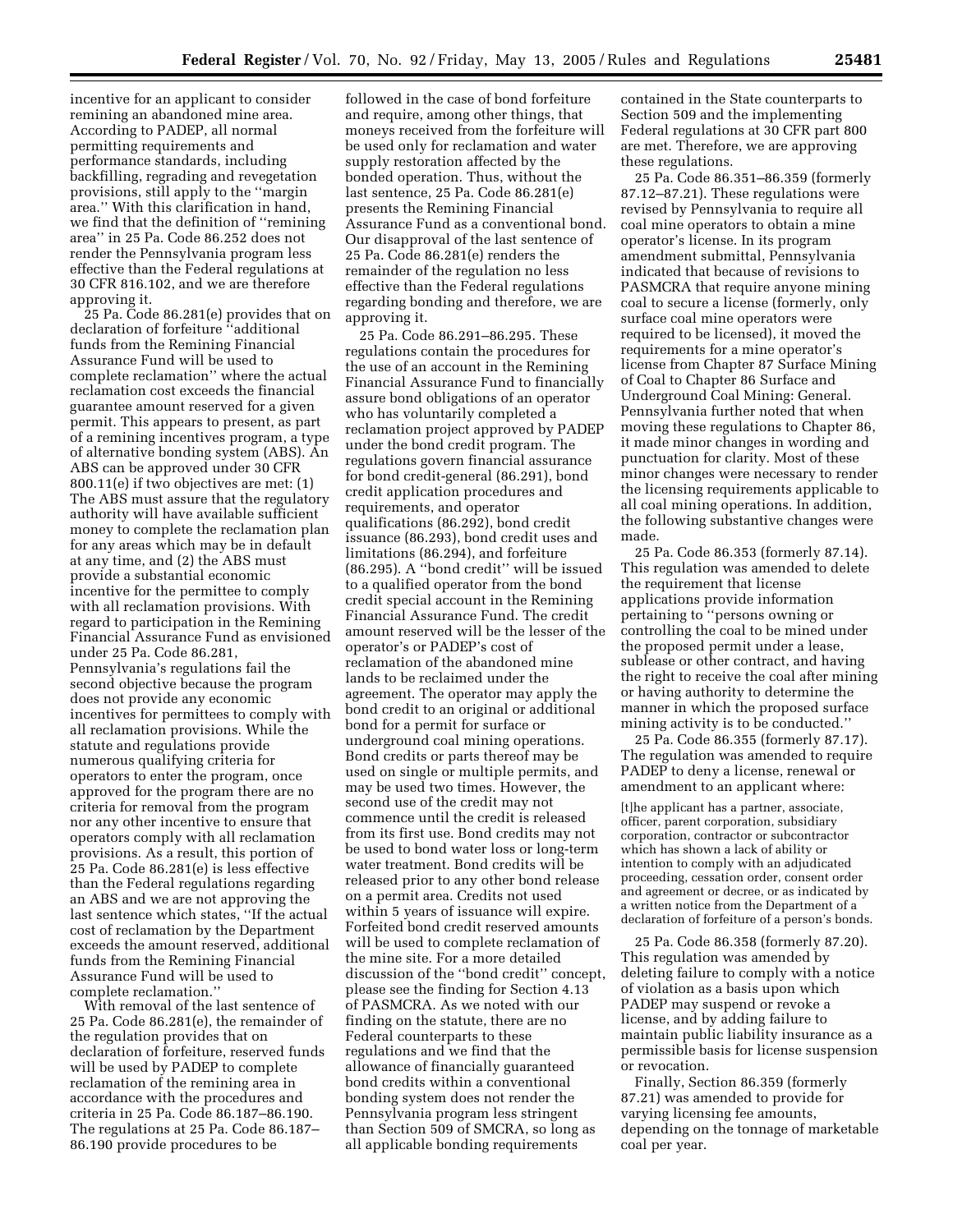incentive for an applicant to consider remining an abandoned mine area. According to PADEP, all normal permitting requirements and performance standards, including backfilling, regrading and revegetation provisions, still apply to the ''margin area.'' With this clarification in hand, we find that the definition of ''remining area'' in 25 Pa. Code 86.252 does not render the Pennsylvania program less effective than the Federal regulations at 30 CFR 816.102, and we are therefore approving it.

25 Pa. Code 86.281(e) provides that on declaration of forfeiture ''additional funds from the Remining Financial Assurance Fund will be used to complete reclamation'' where the actual reclamation cost exceeds the financial guarantee amount reserved for a given permit. This appears to present, as part of a remining incentives program, a type of alternative bonding system (ABS). An ABS can be approved under 30 CFR 800.11(e) if two objectives are met: (1) The ABS must assure that the regulatory authority will have available sufficient money to complete the reclamation plan for any areas which may be in default at any time, and (2) the ABS must provide a substantial economic incentive for the permittee to comply with all reclamation provisions. With regard to participation in the Remining Financial Assurance Fund as envisioned under 25 Pa. Code 86.281, Pennsylvania's regulations fail the second objective because the program does not provide any economic incentives for permittees to comply with all reclamation provisions. While the statute and regulations provide numerous qualifying criteria for operators to enter the program, once approved for the program there are no criteria for removal from the program nor any other incentive to ensure that operators comply with all reclamation provisions. As a result, this portion of 25 Pa. Code 86.281(e) is less effective than the Federal regulations regarding an ABS and we are not approving the last sentence which states, ''If the actual cost of reclamation by the Department exceeds the amount reserved, additional funds from the Remining Financial Assurance Fund will be used to complete reclamation.''

With removal of the last sentence of 25 Pa. Code 86.281(e), the remainder of the regulation provides that on declaration of forfeiture, reserved funds will be used by PADEP to complete reclamation of the remining area in accordance with the procedures and criteria in 25 Pa. Code 86.187–86.190. The regulations at 25 Pa. Code 86.187–86.190 provide procedures to be followed in the case of bond forfeiture and require, among other things, that moneys received from the forfeiture will be used only for reclamation and water supply restoration affected by the bonded operation. Thus, without the last sentence, 25 Pa. Code 86.281(e) presents the Remining Financial Assurance Fund as a conventional bond. Our disapproval of the last sentence of 25 Pa. Code 86.281(e) renders the remainder of the regulation no less effective than the Federal regulations regarding bonding and therefore, we are approving it.

25 Pa. Code 86.291–86.295. These regulations contain the procedures for the use of an account in the Remining Financial Assurance Fund to financially assure bond obligations of an operator who has voluntarily completed a reclamation project approved by PADEP under the bond credit program. The regulations govern financial assurance for bond credit-general (86.291), bond credit application procedures and requirements, and operator qualifications (86.292), bond credit issuance (86.293), bond credit uses and limitations (86.294), and forfeiture (86.295). A ''bond credit'' will be issued to a qualified operator from the bond credit special account in the Remining Financial Assurance Fund. The credit amount reserved will be the lesser of the operator's or PADEP's cost of reclamation of the abandoned mine lands to be reclaimed under the agreement. The operator may apply the bond credit to an original or additional bond for a permit for surface or underground coal mining operations. Bond credits or parts thereof may be used on single or multiple permits, and may be used two times. However, the second use of the credit may not commence until the credit is released from its first use. Bond credits may not be used to bond water loss or long-term water treatment. Bond credits will be released prior to any other bond release on a permit area. Credits not used within 5 years of issuance will expire. Forfeited bond credit reserved amounts will be used to complete reclamation of the mine site. For a more detailed discussion of the ''bond credit'' concept, please see the finding for Section 4.13 of PASMCRA. As we noted with our finding on the statute, there are no Federal counterparts to these regulations and we find that the allowance of financially guaranteed bond credits within a conventional bonding system does not render the Pennsylvania program less stringent than Section 509 of SMCRA, so long as all applicable bonding requirements contained in the State counterparts to Section 509 and the implementing Federal regulations at 30 CFR part 800 are met. Therefore, we are approving these regulations.

25 Pa. Code 86.351–86.359 (formerly 87.12–87.21). These regulations were revised by Pennsylvania to require all coal mine operators to obtain a mine operator's license. In its program amendment submittal, Pennsylvania indicated that because of revisions to PASMCRA that require anyone mining coal to secure a license (formerly, only surface coal mine operators were required to be licensed), it moved the requirements for a mine operator's license from Chapter 87 Surface Mining of Coal to Chapter 86 Surface and Underground Coal Mining: General. Pennsylvania further noted that when moving these regulations to Chapter 86, it made minor changes in wording and punctuation for clarity. Most of these minor changes were necessary to render the licensing requirements applicable to all coal mining operations. In addition, the following substantive changes were made.

25 Pa. Code 86.353 (formerly 87.14). This regulation was amended to delete the requirement that license applications provide information pertaining to ''persons owning or controlling the coal to be mined under the proposed permit under a lease, sublease or other contract, and having the right to receive the coal after mining or having authority to determine the manner in which the proposed surface mining activity is to be conducted.''

25 Pa. Code 86.355 (formerly 87.17). The regulation was amended to require PADEP to deny a license, renewal or amendment to an applicant where:

> [t]he applicant has a partner, associate, officer, parent corporation, subsidiary corporation, contractor or subcontractor which has shown a lack of ability or intention to comply with an adjudicated proceeding, cessation order, consent order and agreement or decree, or as indicated by a written notice from the Department of a declaration of forfeiture of a person's bonds.

25 Pa. Code 86.358 (formerly 87.20). This regulation was amended by deleting failure to comply with a notice of violation as a basis upon which PADEP may suspend or revoke a license, and by adding failure to maintain public liability insurance as a permissible basis for license suspension or revocation.

Finally, Section 86.359 (formerly 87.21) was amended to provide for varying licensing fee amounts, depending on the tonnage of marketable coal per year.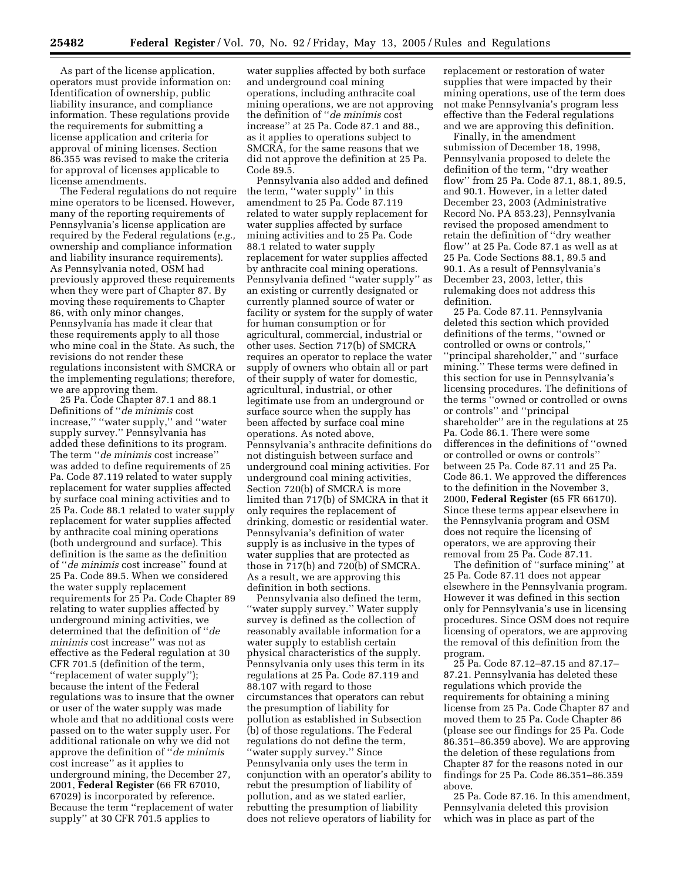As part of the license application, operators must provide information on: Identification of ownership, public liability insurance, and compliance information. These regulations provide the requirements for submitting a license application and criteria for approval of mining licenses. Section 86.355 was revised to make the criteria for approval of licenses applicable to license amendments.

The Federal regulations do not require mine operators to be licensed. However, many of the reporting requirements of Pennsylvania's license application are required by the Federal regulations (*e.g.,* ownership and compliance information and liability insurance requirements). As Pennsylvania noted, OSM had previously approved these requirements when they were part of Chapter 87. By moving these requirements to Chapter 86, with only minor changes, Pennsylvania has made it clear that these requirements apply to all those who mine coal in the State. As such, the revisions do not render these regulations inconsistent with SMCRA or the implementing regulations; therefore, we are approving them.

25 Pa. Code Chapter 87.1 and 88.1 Definitions of ''*de minimis* cost increase,'' ''water supply,'' and ''water supply survey.'' Pennsylvania has added these definitions to its program. The term ''*de minimis* cost increase'' was added to define requirements of 25 Pa. Code 87.119 related to water supply replacement for water supplies affected by surface coal mining activities and to 25 Pa. Code 88.1 related to water supply replacement for water supplies affected by anthracite coal mining operations (both underground and surface). This definition is the same as the definition of ''*de minimis* cost increase'' found at 25 Pa. Code 89.5. When we considered the water supply replacement requirements for 25 Pa. Code Chapter 89 relating to water supplies affected by underground mining activities, we determined that the definition of ''*de minimis* cost increase'' was not as effective as the Federal regulation at 30 CFR 701.5 (definition of the term, ''replacement of water supply''); because the intent of the Federal regulations was to insure that the owner or user of the water supply was made whole and that no additional costs were passed on to the water supply user. For additional rationale on why we did not approve the definition of ''*de minimis* cost increase'' as it applies to underground mining, the December 27, 2001, **Federal Register** (66 FR 67010, 67029) is incorporated by reference. Because the term ''replacement of water supply'' at 30 CFR 701.5 applies to water supplies affected by both surface and underground coal mining operations, including anthracite coal mining operations, we are not approving the definition of ''*de minimis* cost increase'' at 25 Pa. Code 87.1 and 88., as it applies to operations subject to SMCRA, for the same reasons that we did not approve the definition at 25 Pa. Code 89.5.

Pennsylvania also added and defined the term, ''water supply'' in this amendment to 25 Pa. Code 87.119 related to water supply replacement for water supplies affected by surface mining activities and to 25 Pa. Code 88.1 related to water supply replacement for water supplies affected by anthracite coal mining operations. Pennsylvania defined ''water supply'' as an existing or currently designated or currently planned source of water or facility or system for the supply of water for human consumption or for agricultural, commercial, industrial or other uses. Section 717(b) of SMCRA requires an operator to replace the water supply of owners who obtain all or part of their supply of water for domestic, agricultural, industrial, or other legitimate use from an underground or surface source when the supply has been affected by surface coal mine operations. As noted above, Pennsylvania's anthracite definitions do not distinguish between surface and underground coal mining activities. For underground coal mining activities, Section 720(b) of SMCRA is more limited than 717(b) of SMCRA in that it only requires the replacement of drinking, domestic or residential water. Pennsylvania's definition of water supply is as inclusive in the types of water supplies that are protected as those in 717(b) and 720(b) of SMCRA. As a result, we are approving this definition in both sections.

Pennsylvania also defined the term, ''water supply survey.'' Water supply survey is defined as the collection of reasonably available information for a water supply to establish certain physical characteristics of the supply. Pennsylvania only uses this term in its regulations at 25 Pa. Code 87.119 and 88.107 with regard to those circumstances that operators can rebut the presumption of liability for pollution as established in Subsection (b) of those regulations. The Federal regulations do not define the term, ''water supply survey.'' Since Pennsylvania only uses the term in conjunction with an operator's ability to rebut the presumption of liability of pollution, and as we stated earlier, rebutting the presumption of liability does not relieve operators of liability for replacement or restoration of water supplies that were impacted by their mining operations, use of the term does not make Pennsylvania's program less effective than the Federal regulations and we are approving this definition.

Finally, in the amendment submission of December 18, 1998, Pennsylvania proposed to delete the definition of the term, ''dry weather flow'' from 25 Pa. Code 87.1, 88.1, 89.5, and 90.1. However, in a letter dated December 23, 2003 (Administrative Record No. PA 853.23), Pennsylvania revised the proposed amendment to retain the definition of ''dry weather flow'' at 25 Pa. Code 87.1 as well as at 25 Pa. Code Sections 88.1, 89.5 and 90.1. As a result of Pennsylvania's December 23, 2003, letter, this rulemaking does not address this definition.

25 Pa. Code 87.11. Pennsylvania deleted this section which provided definitions of the terms, ''owned or controlled or owns or controls,'' ''principal shareholder,'' and ''surface mining.'' These terms were defined in this section for use in Pennsylvania's licensing procedures. The definitions of the terms ''owned or controlled or owns or controls'' and ''principal shareholder'' are in the regulations at 25 Pa. Code 86.1. There were some differences in the definitions of ''owned or controlled or owns or controls'' between 25 Pa. Code 87.11 and 25 Pa. Code 86.1. We approved the differences to the definition in the November 3, 2000, **Federal Register** (65 FR 66170). Since these terms appear elsewhere in the Pennsylvania program and OSM does not require the licensing of operators, we are approving their removal from 25 Pa. Code 87.11.

The definition of ''surface mining'' at 25 Pa. Code 87.11 does not appear elsewhere in the Pennsylvania program. However it was defined in this section only for Pennsylvania's use in licensing procedures. Since OSM does not require licensing of operators, we are approving the removal of this definition from the program.

25 Pa. Code 87.12–87.15 and 87.17–87.21. Pennsylvania has deleted these regulations which provide the requirements for obtaining a mining license from 25 Pa. Code Chapter 87 and moved them to 25 Pa. Code Chapter 86 (please see our findings for 25 Pa. Code 86.351–86.359 above). We are approving the deletion of these regulations from Chapter 87 for the reasons noted in our findings for 25 Pa. Code 86.351–86.359 above.

25 Pa. Code 87.16. In this amendment, Pennsylvania deleted this provision which was in place as part of the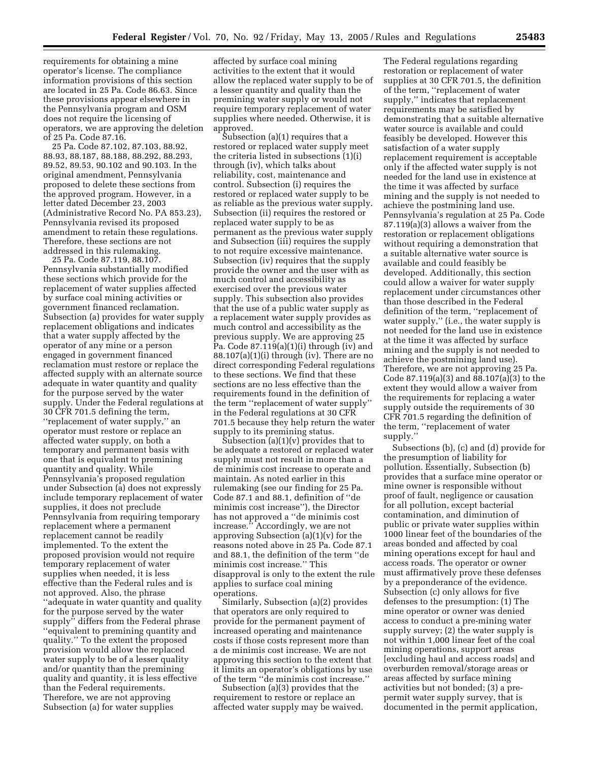requirements for obtaining a mine operator's license. The compliance information provisions of this section are located in 25 Pa. Code 86.63. Since these provisions appear elsewhere in the Pennsylvania program and OSM does not require the licensing of operators, we are approving the deletion of 25 Pa. Code 87.16.

25 Pa. Code 87.102, 87.103, 88.92, 88.93, 88.187, 88.188, 88.292, 88.293, 89.52, 89.53, 90.102 and 90.103. In the original amendment, Pennsylvania proposed to delete these sections from the approved program. However, in a letter dated December 23, 2003 (Administrative Record No. PA 853.23), Pennsylvania revised its proposed amendment to retain these regulations. Therefore, these sections are not addressed in this rulemaking.

25 Pa. Code 87.119, 88.107. Pennsylvania substantially modified these sections which provide for the replacement of water supplies affected by surface coal mining activities or government financed reclamation. Subsection (a) provides for water supply replacement obligations and indicates that a water supply affected by the operator of any mine or a person engaged in government financed reclamation must restore or replace the affected supply with an alternate source adequate in water quantity and quality for the purpose served by the water supply. Under the Federal regulations at 30 CFR 701.5 defining the term, "replacement of water supply," an operator must restore or replace an affected water supply, on both a temporary and permanent basis with one that is equivalent to premining quantity and quality. While Pennsylvania's proposed regulation under Subsection (a) does not expressly include temporary replacement of water supplies, it does not preclude Pennsylvania from requiring temporary replacement where a permanent replacement cannot be readily implemented. To the extent the proposed provision would not require temporary replacement of water supplies when needed, it is less effective than the Federal rules and is not approved. Also, the phrase "adequate in water quantity and quality for the purpose served by the water supply" differs from the Federal phrase "equivalent to premining quantity and quality." To the extent the proposed provision would allow the replaced water supply to be of a lesser quality and/or quantity than the premining quality and quantity, it is less effective than the Federal requirements. Therefore, we are not approving Subsection (a) for water supplies affected by surface coal mining activities to the extent that it would allow the replaced water supply to be of a lesser quantity and quality than the premining water supply or would not require temporary replacement of water supplies where needed. Otherwise, it is approved.

Subsection (a)(1) requires that a restored or replaced water supply meet the criteria listed in subsections (1)(i) through (iv), which talks about reliability, cost, maintenance and control. Subsection (i) requires the restored or replaced water supply to be as reliable as the previous water supply. Subsection (ii) requires the restored or replaced water supply to be as permanent as the previous water supply and Subsection (iii) requires the supply to not require excessive maintenance. Subsection (iv) requires that the supply provide the owner and the user with as much control and accessibility as exercised over the previous water supply. This subsection also provides that the use of a public water supply as a replacement water supply provides as much control and accessibility as the previous supply. We are approving 25 Pa. Code 87.119(a)(1)(i) through (iv) and 88.107(a)(1)(i) through (iv). There are no direct corresponding Federal regulations to these sections. We find that these sections are no less effective than the requirements found in the definition of the term "replacement of water supply" in the Federal regulations at 30 CFR 701.5 because they help return the water supply to its premining status.

Subsection (a)(1)(v) provides that to be adequate a restored or replaced water supply must not result in more than a de minimis cost increase to operate and maintain. As noted earlier in this rulemaking (see our finding for 25 Pa. Code 87.1 and 88.1, definition of "de minimis cost increase"), the Director has not approved a "de minimis cost increase." Accordingly, we are not approving Subsection (a)(1)(v) for the reasons noted above in 25 Pa. Code 87.1 and 88.1, the definition of the term "de minimis cost increase." This disapproval is only to the extent the rule applies to surface coal mining operations.

Similarly, Subsection (a)(2) provides that operators are only required to provide for the permanent payment of increased operating and maintenance costs if those costs represent more than a de minimis cost increase. We are not approving this section to the extent that it limits an operator's obligations by use of the term "de minimis cost increase."

Subsection (a)(3) provides that the requirement to restore or replace an affected water supply may be waived. The Federal regulations regarding restoration or replacement of water supplies at 30 CFR 701.5, the definition of the term, "replacement of water supply," indicates that replacement requirements may be satisfied by demonstrating that a suitable alternative water source is available and could feasibly be developed. However this satisfaction of a water supply replacement requirement is acceptable only if the affected water supply is not needed for the land use in existence at the time it was affected by surface mining and the supply is not needed to achieve the postmining land use. Pennsylvania's regulation at 25 Pa. Code 87.119(a)(3) allows a waiver from the restoration or replacement obligations without requiring a demonstration that a suitable alternative water source is available and could feasibly be developed. Additionally, this section could allow a waiver for water supply replacement under circumstances other than those described in the Federal definition of the term, "replacement of water supply," (i.e., the water supply is not needed for the land use in existence at the time it was affected by surface mining and the supply is not needed to achieve the postmining land use). Therefore, we are not approving 25 Pa. Code 87.119(a)(3) and 88.107(a)(3) to the extent they would allow a waiver from the requirements for replacing a water supply outside the requirements of 30 CFR 701.5 regarding the definition of the term, "replacement of water supply."

Subsections (b), (c) and (d) provide for the presumption of liability for pollution. Essentially, Subsection (b) provides that a surface mine operator or mine owner is responsible without proof of fault, negligence or causation for all pollution, except bacterial contamination, and diminution of public or private water supplies within 1000 linear feet of the boundaries of the areas bonded and affected by coal mining operations except for haul and access roads. The operator or owner must affirmatively prove these defenses by a preponderance of the evidence. Subsection (c) only allows for five defenses to the presumption: (1) The mine operator or owner was denied access to conduct a pre-mining water supply survey; (2) the water supply is not within 1,000 linear feet of the coal mining operations, support areas [excluding haul and access roads] and overburden removal/storage areas or areas affected by surface mining activities but not bonded; (3) a pre-permit water supply survey, that is documented in the permit application,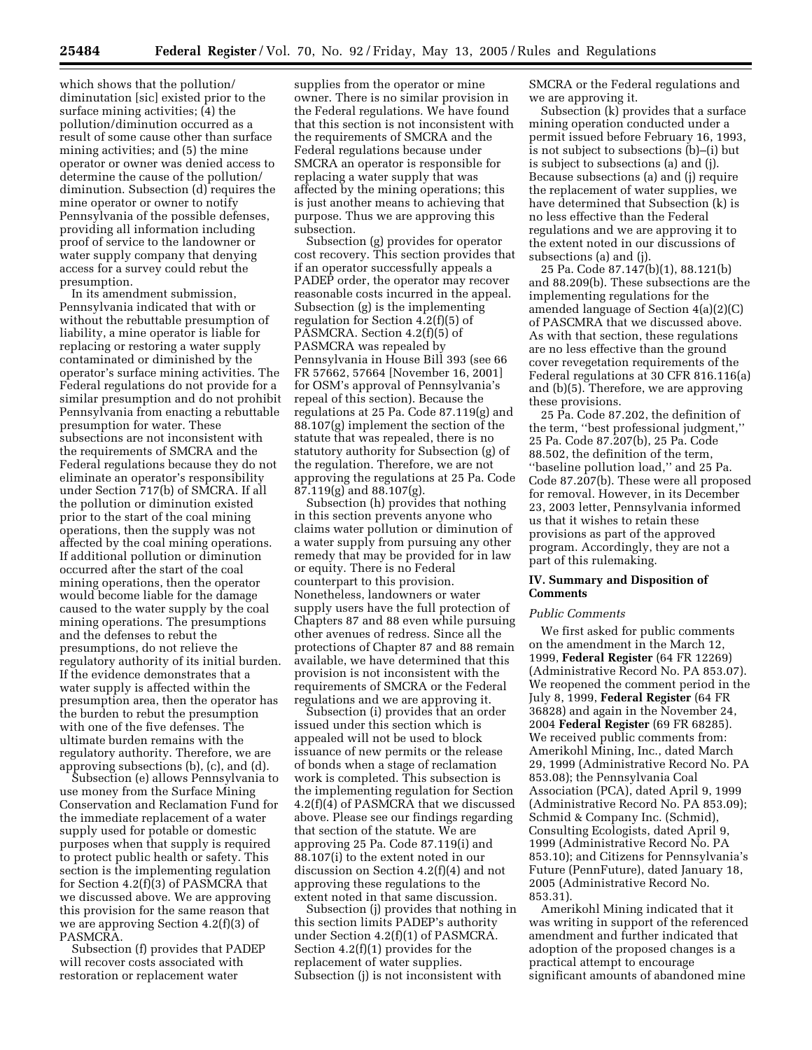which shows that the pollution/ diminutation [sic] existed prior to the surface mining activities; (4) the pollution/diminution occurred as a result of some cause other than surface mining activities; and (5) the mine operator or owner was denied access to determine the cause of the pollution/ diminution. Subsection (d) requires the mine operator or owner to notify Pennsylvania of the possible defenses, providing all information including proof of service to the landowner or water supply company that denying access for a survey could rebut the presumption.

In its amendment submission, Pennsylvania indicated that with or without the rebuttable presumption of liability, a mine operator is liable for replacing or restoring a water supply contaminated or diminished by the operator's surface mining activities. The Federal regulations do not provide for a similar presumption and do not prohibit Pennsylvania from enacting a rebuttable presumption for water. These subsections are not inconsistent with the requirements of SMCRA and the Federal regulations because they do not eliminate an operator's responsibility under Section 717(b) of SMCRA. If all the pollution or diminution existed prior to the start of the coal mining operations, then the supply was not affected by the coal mining operations. If additional pollution or diminution occurred after the start of the coal mining operations, then the operator would become liable for the damage caused to the water supply by the coal mining operations. The presumptions and the defenses to rebut the presumptions, do not relieve the regulatory authority of its initial burden. If the evidence demonstrates that a water supply is affected within the presumption area, then the operator has the burden to rebut the presumption with one of the five defenses. The ultimate burden remains with the regulatory authority. Therefore, we are approving subsections (b), (c), and (d).

Subsection (e) allows Pennsylvania to use money from the Surface Mining Conservation and Reclamation Fund for the immediate replacement of a water supply used for potable or domestic purposes when that supply is required to protect public health or safety. This section is the implementing regulation for Section 4.2(f)(3) of PASMCRA that we discussed above. We are approving this provision for the same reason that we are approving Section 4.2(f)(3) of PASMCRA.

Subsection (f) provides that PADEP will recover costs associated with restoration or replacement water supplies from the operator or mine owner. There is no similar provision in the Federal regulations. We have found that this section is not inconsistent with the requirements of SMCRA and the Federal regulations because under SMCRA an operator is responsible for replacing a water supply that was affected by the mining operations; this is just another means to achieving that purpose. Thus we are approving this subsection.

Subsection (g) provides for operator cost recovery. This section provides that if an operator successfully appeals a PADEP order, the operator may recover reasonable costs incurred in the appeal. Subsection (g) is the implementing regulation for Section 4.2(f)(5) of PASMCRA. Section 4.2(f)(5) of PASMCRA was repealed by Pennsylvania in House Bill 393 (see 66 FR 57662, 57664 [November 16, 2001] for OSM's approval of Pennsylvania's repeal of this section). Because the regulations at 25 Pa. Code 87.119(g) and 88.107(g) implement the section of the statute that was repealed, there is no statutory authority for Subsection (g) of the regulation. Therefore, we are not approving the regulations at 25 Pa. Code 87.119(g) and 88.107(g).

Subsection (h) provides that nothing in this section prevents anyone who claims water pollution or diminution of a water supply from pursuing any other remedy that may be provided for in law or equity. There is no Federal counterpart to this provision. Nonetheless, landowners or water supply users have the full protection of Chapters 87 and 88 even while pursuing other avenues of redress. Since all the protections of Chapter 87 and 88 remain available, we have determined that this provision is not inconsistent with the requirements of SMCRA or the Federal regulations and we are approving it.

Subsection (i) provides that an order issued under this section which is appealed will not be used to block issuance of new permits or the release of bonds when a stage of reclamation work is completed. This subsection is the implementing regulation for Section 4.2(f)(4) of PASMCRA that we discussed above. Please see our findings regarding that section of the statute. We are approving 25 Pa. Code 87.119(i) and 88.107(i) to the extent noted in our discussion on Section 4.2(f)(4) and not approving these regulations to the extent noted in that same discussion.

Subsection (j) provides that nothing in this section limits PADEP's authority under Section 4.2(f)(1) of PASMCRA. Section 4.2(f)(1) provides for the replacement of water supplies. Subsection (j) is not inconsistent with SMCRA or the Federal regulations and we are approving it.

Subsection (k) provides that a surface mining operation conducted under a permit issued before February 16, 1993, is not subject to subsections (b)–(i) but is subject to subsections (a) and (j). Because subsections (a) and (j) require the replacement of water supplies, we have determined that Subsection (k) is no less effective than the Federal regulations and we are approving it to the extent noted in our discussions of subsections (a) and (j).

25 Pa. Code 87.147(b)(1), 88.121(b) and 88.209(b). These subsections are the implementing regulations for the amended language of Section 4(a)(2)(C) of PASCMRA that we discussed above. As with that section, these regulations are no less effective than the ground cover revegetation requirements of the Federal regulations at 30 CFR 816.116(a) and (b)(5). Therefore, we are approving these provisions.

25 Pa. Code 87.202, the definition of the term, ''best professional judgment,'' 25 Pa. Code 87.207(b), 25 Pa. Code 88.502, the definition of the term, ''baseline pollution load,'' and 25 Pa. Code 87.207(b). These were all proposed for removal. However, in its December 23, 2003 letter, Pennsylvania informed us that it wishes to retain these provisions as part of the approved program. Accordingly, they are not a part of this rulemaking.

## IV. Summary and Disposition of Comments

*Public Comments*

We first asked for public comments on the amendment in the March 12, 1999, **Federal Register** (64 FR 12269) (Administrative Record No. PA 853.07). We reopened the comment period in the July 8, 1999, **Federal Register** (64 FR 36828) and again in the November 24, 2004 **Federal Register** (69 FR 68285). We received public comments from: Amerikohl Mining, Inc., dated March 29, 1999 (Administrative Record No. PA 853.08); the Pennsylvania Coal Association (PCA), dated April 9, 1999 (Administrative Record No. PA 853.09); Schmid & Company Inc. (Schmid), Consulting Ecologists, dated April 9, 1999 (Administrative Record No. PA 853.10); and Citizens for Pennsylvania's Future (PennFuture), dated January 18, 2005 (Administrative Record No. 853.31).

Amerikohl Mining indicated that it was writing in support of the referenced amendment and further indicated that adoption of the proposed changes is a practical attempt to encourage significant amounts of abandoned mine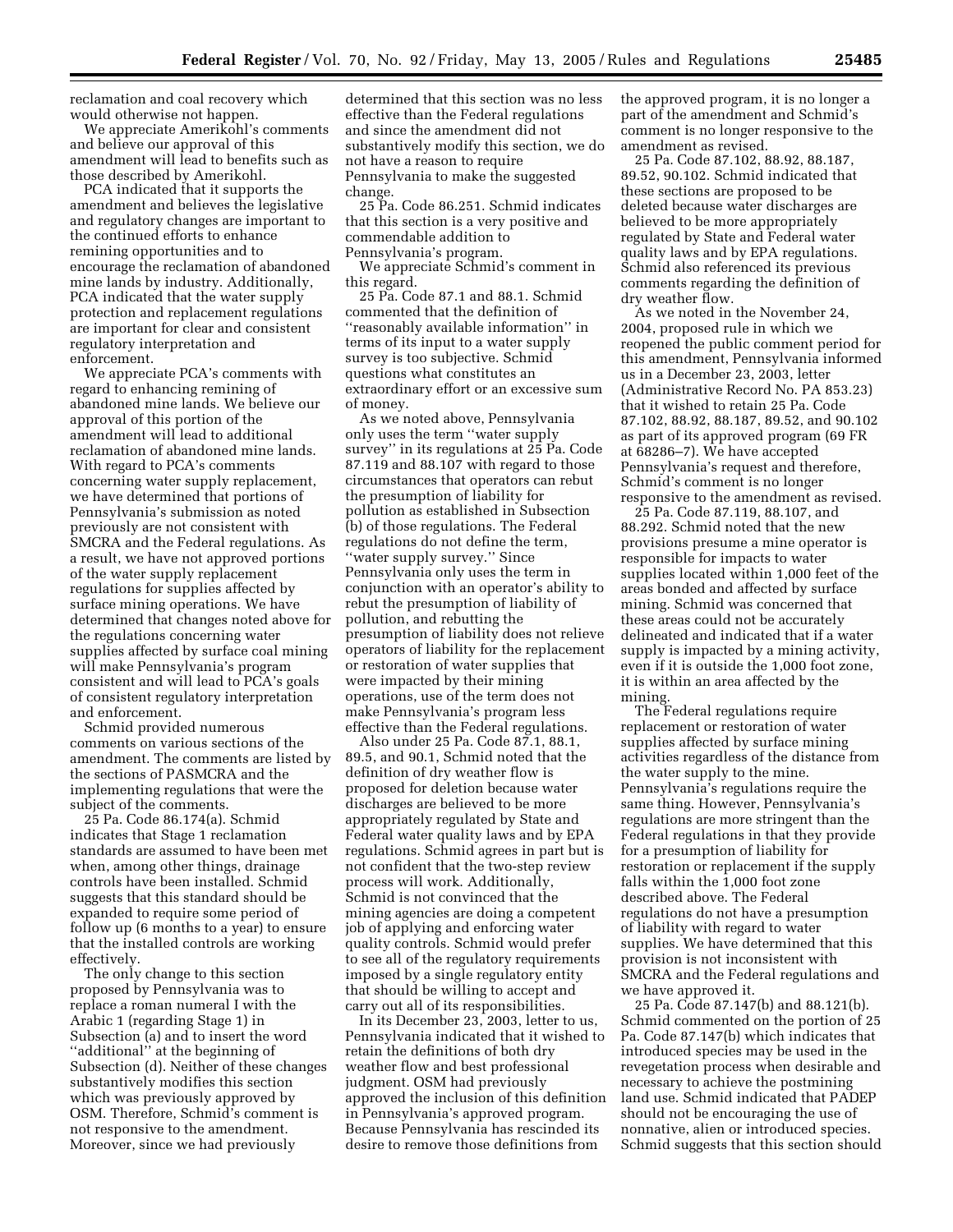reclamation and coal recovery which would otherwise not happen.

We appreciate Amerikohl's comments and believe our approval of this amendment will lead to benefits such as those described by Amerikohl.

PCA indicated that it supports the amendment and believes the legislative and regulatory changes are important to the continued efforts to enhance remining opportunities and to encourage the reclamation of abandoned mine lands by industry. Additionally, PCA indicated that the water supply protection and replacement regulations are important for clear and consistent regulatory interpretation and enforcement.

We appreciate PCA's comments with regard to enhancing remining of abandoned mine lands. We believe our approval of this portion of the amendment will lead to additional reclamation of abandoned mine lands. With regard to PCA's comments concerning water supply replacement, we have determined that portions of Pennsylvania's submission as noted previously are not consistent with SMCRA and the Federal regulations. As a result, we have not approved portions of the water supply replacement regulations for supplies affected by surface mining operations. We have determined that changes noted above for the regulations concerning water supplies affected by surface coal mining will make Pennsylvania's program consistent and will lead to PCA's goals of consistent regulatory interpretation and enforcement.

Schmid provided numerous comments on various sections of the amendment. The comments are listed by the sections of PASMCRA and the implementing regulations that were the subject of the comments.

25 Pa. Code 86.174(a). Schmid indicates that Stage 1 reclamation standards are assumed to have been met when, among other things, drainage controls have been installed. Schmid suggests that this standard should be expanded to require some period of follow up (6 months to a year) to ensure that the installed controls are working effectively.

The only change to this section proposed by Pennsylvania was to replace a roman numeral I with the Arabic 1 (regarding Stage 1) in Subsection (a) and to insert the word ''additional'' at the beginning of Subsection (d). Neither of these changes substantively modifies this section which was previously approved by OSM. Therefore, Schmid's comment is not responsive to the amendment. Moreover, since we had previously determined that this section was no less effective than the Federal regulations and since the amendment did not substantively modify this section, we do not have a reason to require Pennsylvania to make the suggested change.

25 Pa. Code 86.251. Schmid indicates that this section is a very positive and commendable addition to Pennsylvania's program.

We appreciate Schmid's comment in this regard.

25 Pa. Code 87.1 and 88.1. Schmid commented that the definition of ''reasonably available information'' in terms of its input to a water supply survey is too subjective. Schmid questions what constitutes an extraordinary effort or an excessive sum of money.

As we noted above, Pennsylvania only uses the term ''water supply survey'' in its regulations at 25 Pa. Code 87.119 and 88.107 with regard to those circumstances that operators can rebut the presumption of liability for pollution as established in Subsection (b) of those regulations. The Federal regulations do not define the term, ''water supply survey.'' Since Pennsylvania only uses the term in conjunction with an operator's ability to rebut the presumption of liability of pollution, and rebutting the presumption of liability does not relieve operators of liability for the replacement or restoration of water supplies that were impacted by their mining operations, use of the term does not make Pennsylvania's program less effective than the Federal regulations.

Also under 25 Pa. Code 87.1, 88.1, 89.5, and 90.1, Schmid noted that the definition of dry weather flow is proposed for deletion because water discharges are believed to be more appropriately regulated by State and Federal water quality laws and by EPA regulations. Schmid agrees in part but is not confident that the two-step review process will work. Additionally, Schmid is not convinced that the mining agencies are doing a competent job of applying and enforcing water quality controls. Schmid would prefer to see all of the regulatory requirements imposed by a single regulatory entity that should be willing to accept and carry out all of its responsibilities.

In its December 23, 2003, letter to us, Pennsylvania indicated that it wished to retain the definitions of both dry weather flow and best professional judgment. OSM had previously approved the inclusion of this definition in Pennsylvania's approved program. Because Pennsylvania has rescinded its desire to remove those definitions from the approved program, it is no longer a part of the amendment and Schmid's comment is no longer responsive to the amendment as revised.

25 Pa. Code 87.102, 88.92, 88.187, 89.52, 90.102. Schmid indicated that these sections are proposed to be deleted because water discharges are believed to be more appropriately regulated by State and Federal water quality laws and by EPA regulations. Schmid also referenced its previous comments regarding the definition of dry weather flow.

As we noted in the November 24, 2004, proposed rule in which we reopened the public comment period for this amendment, Pennsylvania informed us in a December 23, 2003, letter (Administrative Record No. PA 853.23) that it wished to retain 25 Pa. Code 87.102, 88.92, 88.187, 89.52, and 90.102 as part of its approved program (69 FR at 68286–7). We have accepted Pennsylvania's request and therefore, Schmid's comment is no longer responsive to the amendment as revised.

25 Pa. Code 87.119, 88.107, and 88.292. Schmid noted that the new provisions presume a mine operator is responsible for impacts to water supplies located within 1,000 feet of the areas bonded and affected by surface mining. Schmid was concerned that these areas could not be accurately delineated and indicated that if a water supply is impacted by a mining activity, even if it is outside the 1,000 foot zone, it is within an area affected by the mining.

The Federal regulations require replacement or restoration of water supplies affected by surface mining activities regardless of the distance from the water supply to the mine. Pennsylvania's regulations require the same thing. However, Pennsylvania's regulations are more stringent than the Federal regulations in that they provide for a presumption of liability for restoration or replacement if the supply falls within the 1,000 foot zone described above. The Federal regulations do not have a presumption of liability with regard to water supplies. We have determined that this provision is not inconsistent with SMCRA and the Federal regulations and we have approved it.

25 Pa. Code 87.147(b) and 88.121(b). Schmid commented on the portion of 25 Pa. Code 87.147(b) which indicates that introduced species may be used in the revegetation process when desirable and necessary to achieve the postmining land use. Schmid indicated that PADEP should not be encouraging the use of nonnative, alien or introduced species. Schmid suggests that this section should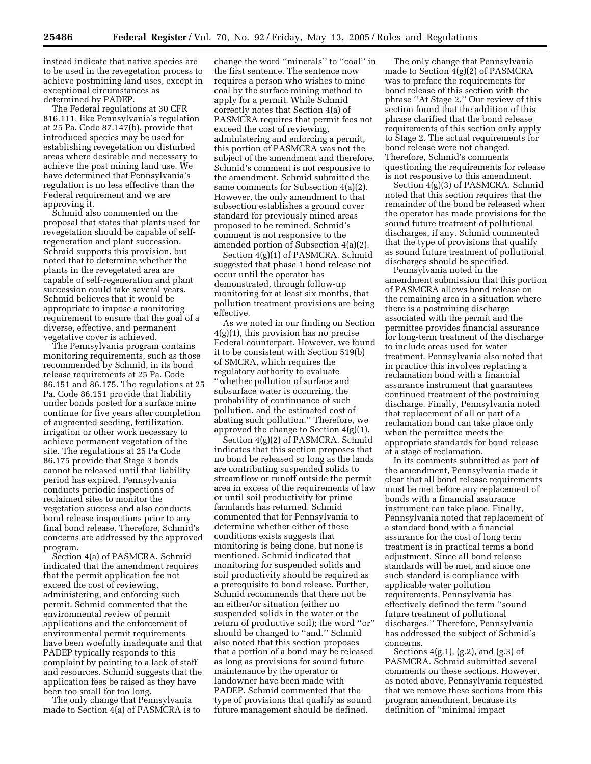instead indicate that native species are to be used in the revegetation process to achieve postmining land uses, except in exceptional circumstances as determined by PADEP.

The Federal regulations at 30 CFR 816.111, like Pennsylvania's regulation at 25 Pa. Code 87.147(b), provide that introduced species may be used for establishing revegetation on disturbed areas where desirable and necessary to achieve the post mining land use. We have determined that Pennsylvania's regulation is no less effective than the Federal requirement and we are approving it.

Schmid also commented on the proposal that states that plants used for revegetation should be capable of self-regeneration and plant succession. Schmid supports this provision, but noted that to determine whether the plants in the revegetated area are capable of self-regeneration and plant succession could take several years. Schmid believes that it would be appropriate to impose a monitoring requirement to ensure that the goal of a diverse, effective, and permanent vegetative cover is achieved.

The Pennsylvania program contains monitoring requirements, such as those recommended by Schmid, in its bond release requirements at 25 Pa. Code 86.151 and 86.175. The regulations at 25 Pa. Code 86.151 provide that liability under bonds posted for a surface mine continue for five years after completion of augmented seeding, fertilization, irrigation or other work necessary to achieve permanent vegetation of the site. The regulations at 25 Pa Code 86.175 provide that Stage 3 bonds cannot be released until that liability period has expired. Pennsylvania conducts periodic inspections of reclaimed sites to monitor the vegetation success and also conducts bond release inspections prior to any final bond release. Therefore, Schmid's concerns are addressed by the approved program.

Section 4(a) of PASMCRA. Schmid indicated that the amendment requires that the permit application fee not exceed the cost of reviewing, administering, and enforcing such permit. Schmid commented that the environmental review of permit applications and the enforcement of environmental permit requirements have been woefully inadequate and that PADEP typically responds to this complaint by pointing to a lack of staff and resources. Schmid suggests that the application fees be raised as they have been too small for too long.

The only change that Pennsylvania made to Section 4(a) of PASMCRA is to change the word "minerals" to "coal" in the first sentence. The sentence now requires a person who wishes to mine coal by the surface mining method to apply for a permit. While Schmid correctly notes that Section 4(a) of PASMCRA requires that permit fees not exceed the cost of reviewing, administering and enforcing a permit, this portion of PASMCRA was not the subject of the amendment and therefore, Schmid's comment is not responsive to the amendment. Schmid submitted the same comments for Subsection 4(a)(2). However, the only amendment to that subsection establishes a ground cover standard for previously mined areas proposed to be remined. Schmid's comment is not responsive to the amended portion of Subsection 4(a)(2).

Section 4(g)(1) of PASMCRA. Schmid suggested that phase 1 bond release not occur until the operator has demonstrated, through follow-up monitoring for at least six months, that pollution treatment provisions are being effective.

As we noted in our finding on Section 4(g)(1), this provision has no precise Federal counterpart. However, we found it to be consistent with Section 519(b) of SMCRA, which requires the regulatory authority to evaluate "whether pollution of surface and subsurface water is occurring, the probability of continuance of such pollution, and the estimated cost of abating such pollution." Therefore, we approved the change to Section 4(g)(1).

Section 4(g)(2) of PASMCRA. Schmid indicates that this section proposes that no bond be released so long as the lands are contributing suspended solids to streamflow or runoff outside the permit area in excess of the requirements of law or until soil productivity for prime farmlands has returned. Schmid commented that for Pennsylvania to determine whether either of these conditions exists suggests that monitoring is being done, but none is mentioned. Schmid indicated that monitoring for suspended solids and soil productivity should be required as a prerequisite to bond release. Further, Schmid recommends that there not be an either/or situation (either no suspended solids in the water or the return of productive soil); the word "or" should be changed to "and." Schmid also noted that this section proposes that a portion of a bond may be released as long as provisions for sound future maintenance by the operator or landowner have been made with PADEP. Schmid commented that the type of provisions that qualify as sound future management should be defined.

The only change that Pennsylvania made to Section 4(g)(2) of PASMCRA was to preface the requirements for bond release of this section with the phrase "At Stage 2." Our review of this section found that the addition of this phrase clarified that the bond release requirements of this section only apply to Stage 2. The actual requirements for bond release were not changed. Therefore, Schmid's comments questioning the requirements for release is not responsive to this amendment.

Section 4(g)(3) of PASMCRA. Schmid noted that this section requires that the remainder of the bond be released when the operator has made provisions for the sound future treatment of pollutional discharges, if any. Schmid commented that the type of provisions that qualify as sound future treatment of pollutional discharges should be specified.

Pennsylvania noted in the amendment submission that this portion of PASMCRA allows bond release on the remaining area in a situation where there is a postmining discharge associated with the permit and the permittee provides financial assurance for long-term treatment of the discharge to include areas used for water treatment. Pennsylvania also noted that in practice this involves replacing a reclamation bond with a financial assurance instrument that guarantees continued treatment of the postmining discharge. Finally, Pennsylvania noted that replacement of all or part of a reclamation bond can take place only when the permittee meets the appropriate standards for bond release at a stage of reclamation.

In its comments submitted as part of the amendment, Pennsylvania made it clear that all bond release requirements must be met before any replacement of bonds with a financial assurance instrument can take place. Finally, Pennsylvania noted that replacement of a standard bond with a financial assurance for the cost of long term treatment is in practical terms a bond adjustment. Since all bond release standards will be met, and since one such standard is compliance with applicable water pollution requirements, Pennsylvania has effectively defined the term "sound future treatment of pollutional discharges." Therefore, Pennsylvania has addressed the subject of Schmid's concerns.

Sections 4(g.1), (g.2), and (g.3) of PASMCRA. Schmid submitted several comments on these sections. However, as noted above, Pennsylvania requested that we remove these sections from this program amendment, because its definition of "minimal impact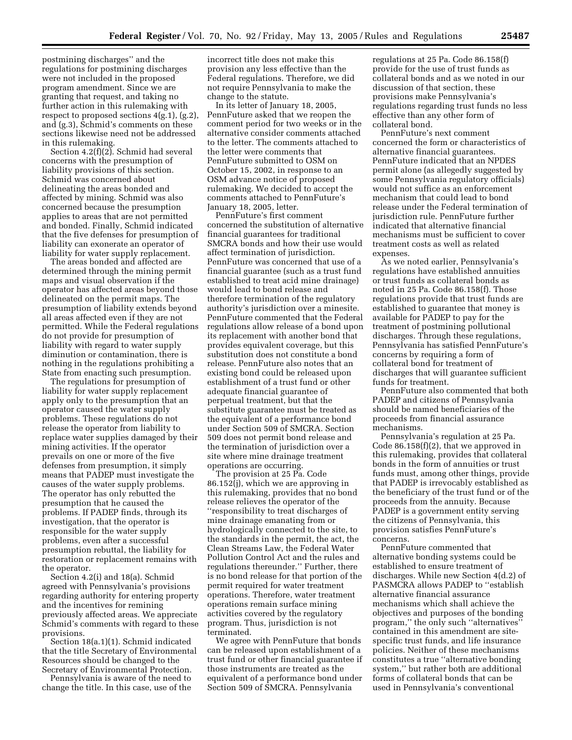postmining discharges'' and the regulations for postmining discharges were not included in the proposed program amendment. Since we are granting that request, and taking no further action in this rulemaking with respect to proposed sections 4(g.1), (g.2), and (g.3), Schmid's comments on these sections likewise need not be addressed in this rulemaking.

Section 4.2(f)(2). Schmid had several concerns with the presumption of liability provisions of this section. Schmid was concerned about delineating the areas bonded and affected by mining. Schmid was also concerned because the presumption applies to areas that are not permitted and bonded. Finally, Schmid indicated that the five defenses for presumption of liability can exonerate an operator of liability for water supply replacement.

The areas bonded and affected are determined through the mining permit maps and visual observation if the operator has affected areas beyond those delineated on the permit maps. The presumption of liability extends beyond all areas affected even if they are not permitted. While the Federal regulations do not provide for presumption of liability with regard to water supply diminution or contamination, there is nothing in the regulations prohibiting a State from enacting such presumption.

The regulations for presumption of liability for water supply replacement apply only to the presumption that an operator caused the water supply problems. These regulations do not release the operator from liability to replace water supplies damaged by their mining activities. If the operator prevails on one or more of the five defenses from presumption, it simply means that PADEP must investigate the causes of the water supply problems. The operator has only rebutted the presumption that he caused the problems. If PADEP finds, through its investigation, that the operator is responsible for the water supply problems, even after a successful presumption rebuttal, the liability for restoration or replacement remains with the operator.

Section 4.2(i) and 18(a). Schmid agreed with Pennsylvania's provisions regarding authority for entering property and the incentives for remining previously affected areas. We appreciate Schmid's comments with regard to these provisions.

Section 18(a.1)(1). Schmid indicated that the title Secretary of Environmental Resources should be changed to the Secretary of Environmental Protection.

Pennsylvania is aware of the need to change the title. In this case, use of the incorrect title does not make this provision any less effective than the Federal regulations. Therefore, we did not require Pennsylvania to make the change to the statute.

In its letter of January 18, 2005, PennFuture asked that we reopen the comment period for two weeks or in the alternative consider comments attached to the letter. The comments attached to the letter were comments that PennFuture submitted to OSM on October 15, 2002, in response to an OSM advance notice of proposed rulemaking. We decided to accept the comments attached to PennFuture's January 18, 2005, letter.

PennFuture's first comment concerned the substitution of alternative financial guarantees for traditional SMCRA bonds and how their use would affect termination of jurisdiction. PennFuture was concerned that use of a financial guarantee (such as a trust fund established to treat acid mine drainage) would lead to bond release and therefore termination of the regulatory authority's jurisdiction over a minesite. PennFuture commented that the Federal regulations allow release of a bond upon its replacement with another bond that provides equivalent coverage, but this substitution does not constitute a bond release. PennFuture also notes that an existing bond could be released upon establishment of a trust fund or other adequate financial guarantee of perpetual treatment, but that the substitute guarantee must be treated as the equivalent of a performance bond under Section 509 of SMCRA. Section 509 does not permit bond release and the termination of jurisdiction over a site where mine drainage treatment operations are occurring.

The provision at 25 Pa. Code 86.152(j), which we are approving in this rulemaking, provides that no bond release relieves the operator of the ''responsibility to treat discharges of mine drainage emanating from or hydrologically connected to the site, to the standards in the permit, the act, the Clean Streams Law, the Federal Water Pollution Control Act and the rules and regulations thereunder.'' Further, there is no bond release for that portion of the permit required for water treatment operations. Therefore, water treatment operations remain surface mining activities covered by the regulatory program. Thus, jurisdiction is not terminated.

We agree with PennFuture that bonds can be released upon establishment of a trust fund or other financial guarantee if those instruments are treated as the equivalent of a performance bond under Section 509 of SMCRA. Pennsylvania regulations at 25 Pa. Code 86.158(f) provide for the use of trust funds as collateral bonds and as we noted in our discussion of that section, these provisions make Pennsylvania's regulations regarding trust funds no less effective than any other form of collateral bond.

PennFuture's next comment concerned the form or characteristics of alternative financial guarantees. PennFuture indicated that an NPDES permit alone (as allegedly suggested by some Pennsylvania regulatory officials) would not suffice as an enforcement mechanism that could lead to bond release under the Federal termination of jurisdiction rule. PennFuture further indicated that alternative financial mechanisms must be sufficient to cover treatment costs as well as related expenses.

As we noted earlier, Pennsylvania's regulations have established annuities or trust funds as collateral bonds as noted in 25 Pa. Code 86.158(f). Those regulations provide that trust funds are established to guarantee that money is available for PADEP to pay for the treatment of postmining pollutional discharges. Through these regulations, Pennsylvania has satisfied PennFuture's concerns by requiring a form of collateral bond for treatment of discharges that will guarantee sufficient funds for treatment.

PennFuture also commented that both PADEP and citizens of Pennsylvania should be named beneficiaries of the proceeds from financial assurance mechanisms.

Pennsylvania's regulation at 25 Pa. Code 86.158(f)(2), that we approved in this rulemaking, provides that collateral bonds in the form of annuities or trust funds must, among other things, provide that PADEP is irrevocably established as the beneficiary of the trust fund or of the proceeds from the annuity. Because PADEP is a government entity serving the citizens of Pennsylvania, this provision satisfies PennFuture's concerns.

PennFuture commented that alternative bonding systems could be established to ensure treatment of discharges. While new Section 4(d.2) of PASMCRA allows PADEP to ''establish alternative financial assurance mechanisms which shall achieve the objectives and purposes of the bonding program,'' the only such ''alternatives'' contained in this amendment are site-specific trust funds, and life insurance policies. Neither of these mechanisms constitutes a true ''alternative bonding system,'' but rather both are additional forms of collateral bonds that can be used in Pennsylvania's conventional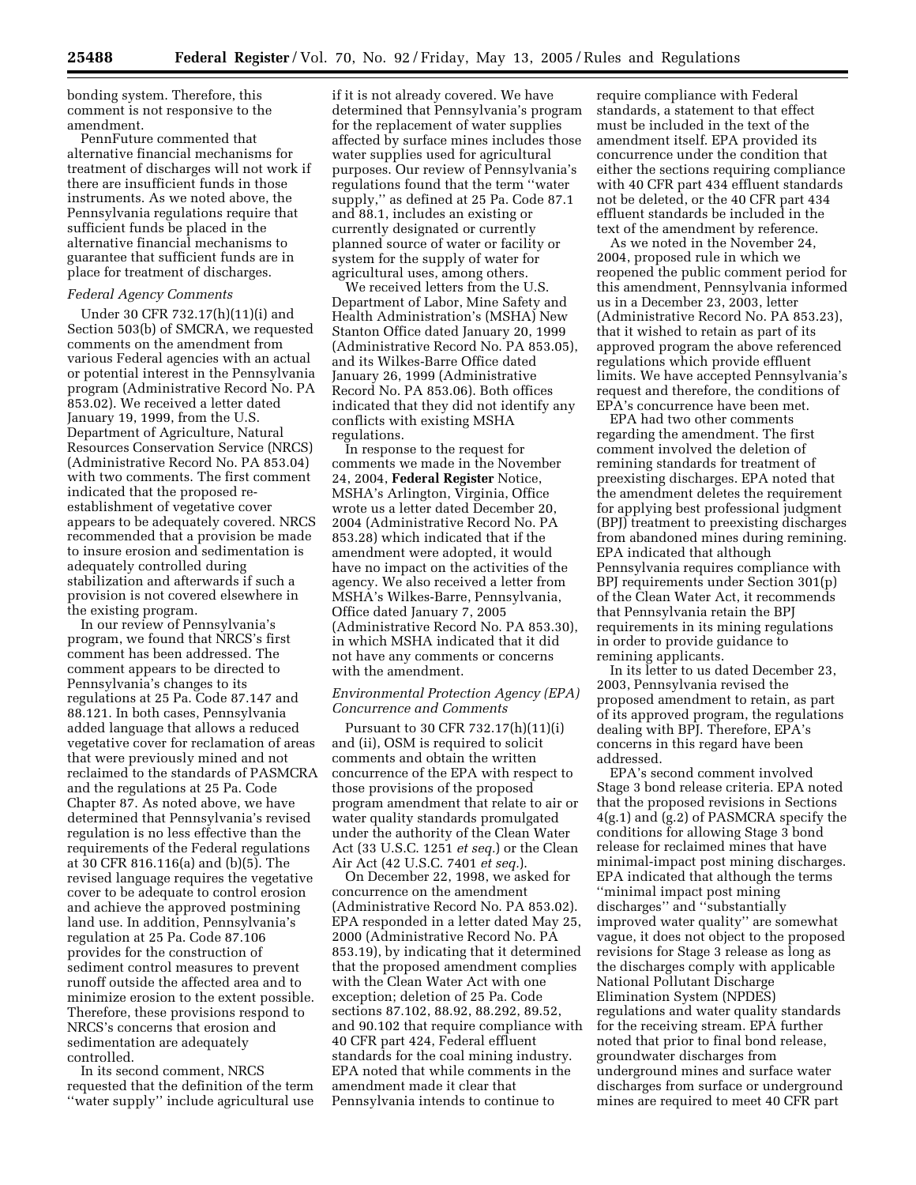bonding system. Therefore, this comment is not responsive to the amendment.

PennFuture commented that alternative financial mechanisms for treatment of discharges will not work if there are insufficient funds in those instruments. As we noted above, the Pennsylvania regulations require that sufficient funds be placed in the alternative financial mechanisms to guarantee that sufficient funds are in place for treatment of discharges.

*Federal Agency Comments*

Under 30 CFR 732.17(h)(11)(i) and Section 503(b) of SMCRA, we requested comments on the amendment from various Federal agencies with an actual or potential interest in the Pennsylvania program (Administrative Record No. PA 853.02). We received a letter dated January 19, 1999, from the U.S. Department of Agriculture, Natural Resources Conservation Service (NRCS) (Administrative Record No. PA 853.04) with two comments. The first comment indicated that the proposed re-establishment of vegetative cover appears to be adequately covered. NRCS recommended that a provision be made to insure erosion and sedimentation is adequately controlled during stabilization and afterwards if such a provision is not covered elsewhere in the existing program.

In our review of Pennsylvania's program, we found that NRCS's first comment has been addressed. The comment appears to be directed to Pennsylvania's changes to its regulations at 25 Pa. Code 87.147 and 88.121. In both cases, Pennsylvania added language that allows a reduced vegetative cover for reclamation of areas that were previously mined and not reclaimed to the standards of PASMCRA and the regulations at 25 Pa. Code Chapter 87. As noted above, we have determined that Pennsylvania's revised regulation is no less effective than the requirements of the Federal regulations at 30 CFR 816.116(a) and (b)(5). The revised language requires the vegetative cover to be adequate to control erosion and achieve the approved postmining land use. In addition, Pennsylvania's regulation at 25 Pa. Code 87.106 provides for the construction of sediment control measures to prevent runoff outside the affected area and to minimize erosion to the extent possible. Therefore, these provisions respond to NRCS's concerns that erosion and sedimentation are adequately controlled.

In its second comment, NRCS requested that the definition of the term ''water supply'' include agricultural use if it is not already covered. We have determined that Pennsylvania's program for the replacement of water supplies affected by surface mines includes those water supplies used for agricultural purposes. Our review of Pennsylvania's regulations found that the term ''water supply,'' as defined at 25 Pa. Code 87.1 and 88.1, includes an existing or currently designated or currently planned source of water or facility or system for the supply of water for agricultural uses, among others.

We received letters from the U.S. Department of Labor, Mine Safety and Health Administration's (MSHA) New Stanton Office dated January 20, 1999 (Administrative Record No. PA 853.05), and its Wilkes-Barre Office dated January 26, 1999 (Administrative Record No. PA 853.06). Both offices indicated that they did not identify any conflicts with existing MSHA regulations.

In response to the request for comments we made in the November 24, 2004, **Federal Register** Notice, MSHA's Arlington, Virginia, Office wrote us a letter dated December 20, 2004 (Administrative Record No. PA 853.28) which indicated that if the amendment were adopted, it would have no impact on the activities of the agency. We also received a letter from MSHA's Wilkes-Barre, Pennsylvania, Office dated January 7, 2005 (Administrative Record No. PA 853.30), in which MSHA indicated that it did not have any comments or concerns with the amendment.

*Environmental Protection Agency (EPA) Concurrence and Comments*

Pursuant to 30 CFR 732.17(h)(11)(i) and (ii), OSM is required to solicit comments and obtain the written concurrence of the EPA with respect to those provisions of the proposed program amendment that relate to air or water quality standards promulgated under the authority of the Clean Water Act (33 U.S.C. 1251 *et seq.*) or the Clean Air Act (42 U.S.C. 7401 *et seq.*).

On December 22, 1998, we asked for concurrence on the amendment (Administrative Record No. PA 853.02). EPA responded in a letter dated May 25, 2000 (Administrative Record No. PA 853.19), by indicating that it determined that the proposed amendment complies with the Clean Water Act with one exception; deletion of 25 Pa. Code sections 87.102, 88.92, 88.292, 89.52, and 90.102 that require compliance with 40 CFR part 424, Federal effluent standards for the coal mining industry. EPA noted that while comments in the amendment made it clear that Pennsylvania intends to continue to require compliance with Federal standards, a statement to that effect must be included in the text of the amendment itself. EPA provided its concurrence under the condition that either the sections requiring compliance with 40 CFR part 434 effluent standards not be deleted, or the 40 CFR part 434 effluent standards be included in the text of the amendment by reference.

As we noted in the November 24, 2004, proposed rule in which we reopened the public comment period for this amendment, Pennsylvania informed us in a December 23, 2003, letter (Administrative Record No. PA 853.23), that it wished to retain as part of its approved program the above referenced regulations which provide effluent limits. We have accepted Pennsylvania's request and therefore, the conditions of EPA's concurrence have been met.

EPA had two other comments regarding the amendment. The first comment involved the deletion of remining standards for treatment of preexisting discharges. EPA noted that the amendment deletes the requirement for applying best professional judgment (BPJ) treatment to preexisting discharges from abandoned mines during remining. EPA indicated that although Pennsylvania requires compliance with BPJ requirements under Section 301(p) of the Clean Water Act, it recommends that Pennsylvania retain the BPJ requirements in its mining regulations in order to provide guidance to remining applicants.

In its letter to us dated December 23, 2003, Pennsylvania revised the proposed amendment to retain, as part of its approved program, the regulations dealing with BPJ. Therefore, EPA's concerns in this regard have been addressed.

EPA's second comment involved Stage 3 bond release criteria. EPA noted that the proposed revisions in Sections 4(g.1) and (g.2) of PASMCRA specify the conditions for allowing Stage 3 bond release for reclaimed mines that have minimal-impact post mining discharges. EPA indicated that although the terms ''minimal impact post mining discharges'' and ''substantially improved water quality'' are somewhat vague, it does not object to the proposed revisions for Stage 3 release as long as the discharges comply with applicable National Pollutant Discharge Elimination System (NPDES) regulations and water quality standards for the receiving stream. EPA further noted that prior to final bond release, groundwater discharges from underground mines and surface water discharges from surface or underground mines are required to meet 40 CFR part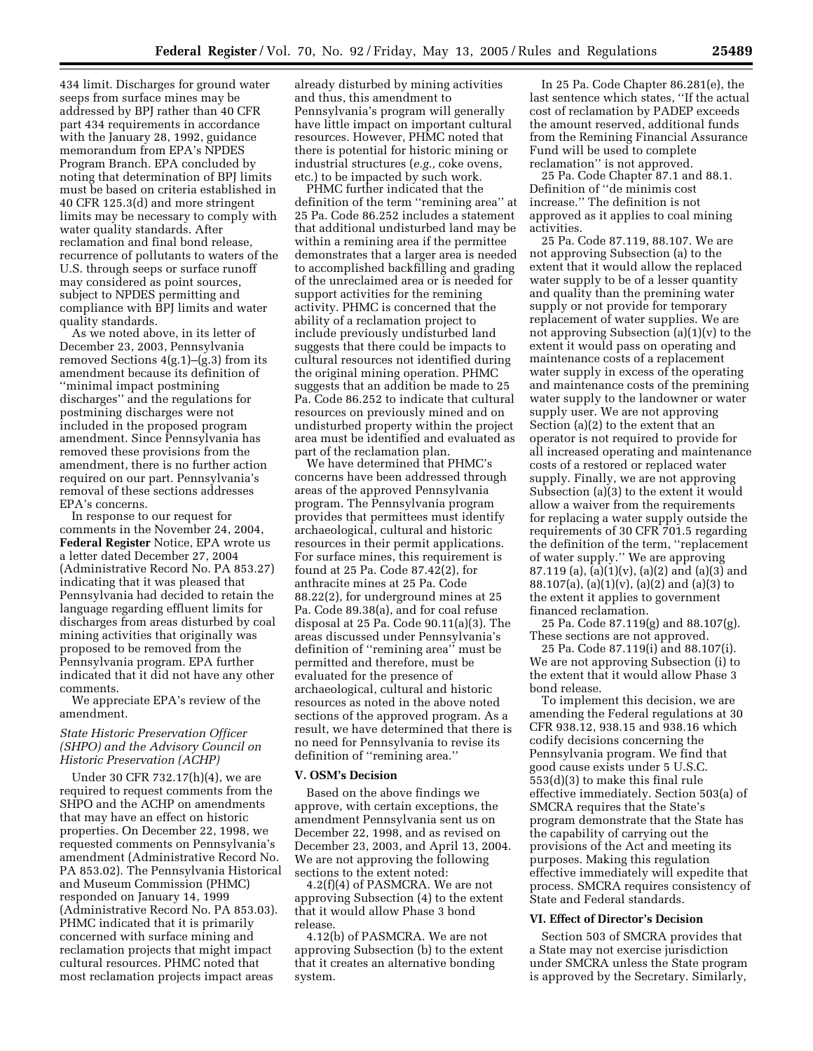434 limit. Discharges for ground water seeps from surface mines may be addressed by BPJ rather than 40 CFR part 434 requirements in accordance with the January 28, 1992, guidance memorandum from EPA's NPDES Program Branch. EPA concluded by noting that determination of BPJ limits must be based on criteria established in 40 CFR 125.3(d) and more stringent limits may be necessary to comply with water quality standards. After reclamation and final bond release, recurrence of pollutants to waters of the U.S. through seeps or surface runoff may considered as point sources, subject to NPDES permitting and compliance with BPJ limits and water quality standards.

As we noted above, in its letter of December 23, 2003, Pennsylvania removed Sections 4(g.1)–(g.3) from its amendment because its definition of ''minimal impact postmining discharges'' and the regulations for postmining discharges were not included in the proposed program amendment. Since Pennsylvania has removed these provisions from the amendment, there is no further action required on our part. Pennsylvania's removal of these sections addresses EPA's concerns.

In response to our request for comments in the November 24, 2004, **Federal Register** Notice, EPA wrote us a letter dated December 27, 2004 (Administrative Record No. PA 853.27) indicating that it was pleased that Pennsylvania had decided to retain the language regarding effluent limits for discharges from areas disturbed by coal mining activities that originally was proposed to be removed from the Pennsylvania program. EPA further indicated that it did not have any other comments.

We appreciate EPA's review of the amendment.

*State Historic Preservation Officer (SHPO) and the Advisory Council on Historic Preservation (ACHP)*

Under 30 CFR 732.17(h)(4), we are required to request comments from the SHPO and the ACHP on amendments that may have an effect on historic properties. On December 22, 1998, we requested comments on Pennsylvania's amendment (Administrative Record No. PA 853.02). The Pennsylvania Historical and Museum Commission (PHMC) responded on January 14, 1999 (Administrative Record No. PA 853.03). PHMC indicated that it is primarily concerned with surface mining and reclamation projects that might impact cultural resources. PHMC noted that most reclamation projects impact areas already disturbed by mining activities and thus, this amendment to Pennsylvania's program will generally have little impact on important cultural resources. However, PHMC noted that there is potential for historic mining or industrial structures (*e.g.,* coke ovens, etc.) to be impacted by such work.

PHMC further indicated that the definition of the term ''remining area'' at 25 Pa. Code 86.252 includes a statement that additional undisturbed land may be within a remining area if the permittee demonstrates that a larger area is needed to accomplished backfilling and grading of the unreclaimed area or is needed for support activities for the remining activity. PHMC is concerned that the ability of a reclamation project to include previously undisturbed land suggests that there could be impacts to cultural resources not identified during the original mining operation. PHMC suggests that an addition be made to 25 Pa. Code 86.252 to indicate that cultural resources on previously mined and on undisturbed property within the project area must be identified and evaluated as part of the reclamation plan.

We have determined that PHMC's concerns have been addressed through areas of the approved Pennsylvania program. The Pennsylvania program provides that permittees must identify archaeological, cultural and historic resources in their permit applications. For surface mines, this requirement is found at 25 Pa. Code 87.42(2), for anthracite mines at 25 Pa. Code 88.22(2), for underground mines at 25 Pa. Code 89.38(a), and for coal refuse disposal at 25 Pa. Code 90.11(a)(3). The areas discussed under Pennsylvania's definition of ''remining area'' must be permitted and therefore, must be evaluated for the presence of archaeological, cultural and historic resources as noted in the above noted sections of the approved program. As a result, we have determined that there is no need for Pennsylvania to revise its definition of ''remining area.''

## V. OSM's Decision

Based on the above findings we approve, with certain exceptions, the amendment Pennsylvania sent us on December 22, 1998, and as revised on December 23, 2003, and April 13, 2004. We are not approving the following sections to the extent noted:

4.2(f)(4) of PASMCRA. We are not approving Subsection (4) to the extent that it would allow Phase 3 bond release.

4.12(b) of PASMCRA. We are not approving Subsection (b) to the extent that it creates an alternative bonding system.

In 25 Pa. Code Chapter 86.281(e), the last sentence which states, ''If the actual cost of reclamation by PADEP exceeds the amount reserved, additional funds from the Remining Financial Assurance Fund will be used to complete reclamation'' is not approved.

25 Pa. Code Chapter 87.1 and 88.1. Definition of ''de minimis cost increase.'' The definition is not approved as it applies to coal mining activities.

25 Pa. Code 87.119, 88.107. We are not approving Subsection (a) to the extent that it would allow the replaced water supply to be of a lesser quantity and quality than the premining water supply or not provide for temporary replacement of water supplies. We are not approving Subsection (a)(1)(v) to the extent it would pass on operating and maintenance costs of a replacement water supply in excess of the operating and maintenance costs of the premining water supply to the landowner or water supply user. We are not approving Section (a)(2) to the extent that an operator is not required to provide for all increased operating and maintenance costs of a restored or replaced water supply. Finally, we are not approving Subsection (a)(3) to the extent it would allow a waiver from the requirements for replacing a water supply outside the requirements of 30 CFR 701.5 regarding the definition of the term, ''replacement of water supply.'' We are approving 87.119 (a), (a)(1)(v), (a)(2) and (a)(3) and 88.107(a), (a)(1)(v), (a)(2) and (a)(3) to the extent it applies to government financed reclamation.

25 Pa. Code 87.119(g) and 88.107(g). These sections are not approved.

25 Pa. Code 87.119(i) and 88.107(i). We are not approving Subsection (i) to the extent that it would allow Phase 3 bond release.

To implement this decision, we are amending the Federal regulations at 30 CFR 938.12, 938.15 and 938.16 which codify decisions concerning the Pennsylvania program. We find that good cause exists under 5 U.S.C. 553(d)(3) to make this final rule effective immediately. Section 503(a) of SMCRA requires that the State's program demonstrate that the State has the capability of carrying out the provisions of the Act and meeting its purposes. Making this regulation effective immediately will expedite that process. SMCRA requires consistency of State and Federal standards.

## VI. Effect of Director's Decision

Section 503 of SMCRA provides that a State may not exercise jurisdiction under SMCRA unless the State program is approved by the Secretary. Similarly,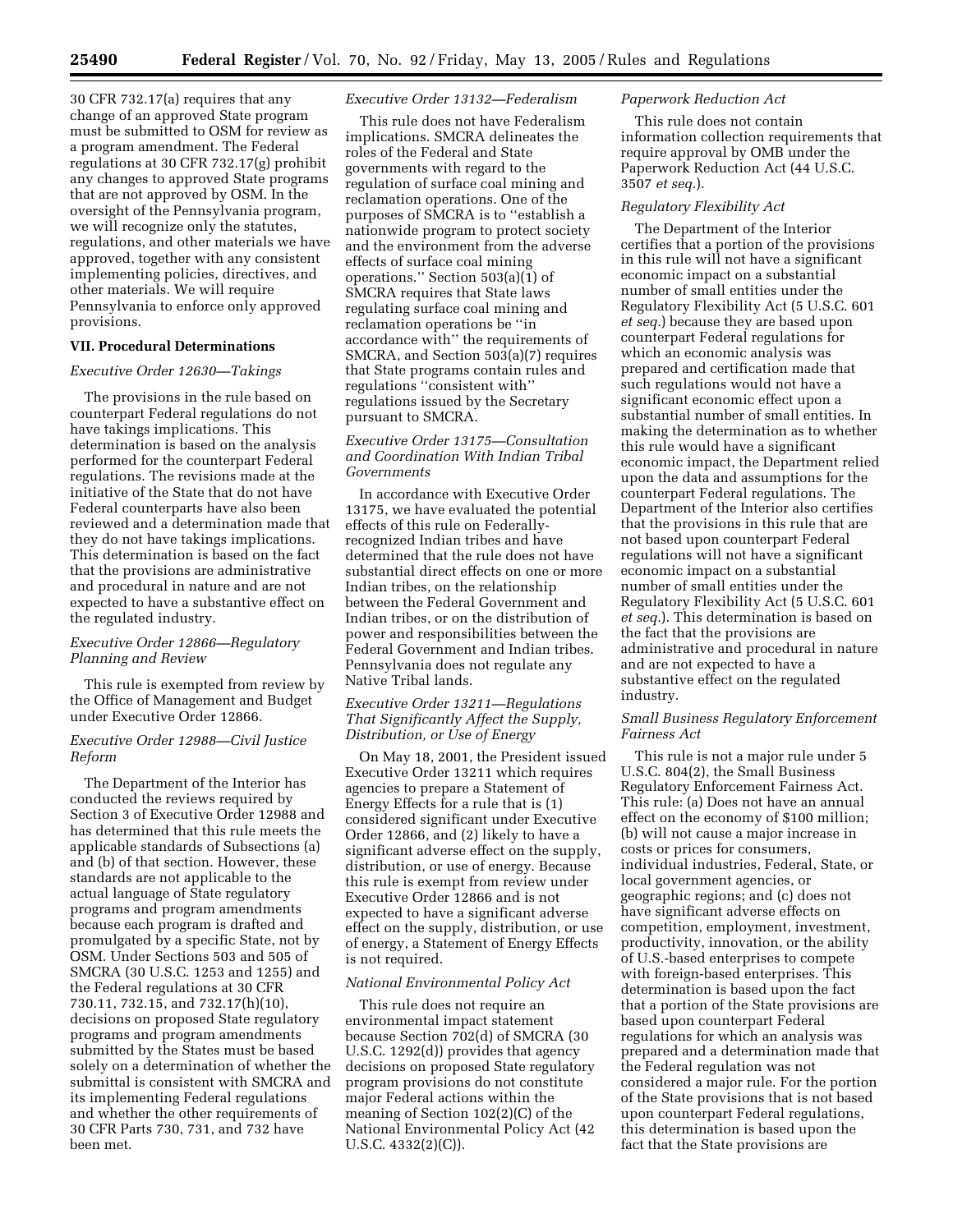30 CFR 732.17(a) requires that any change of an approved State program must be submitted to OSM for review as a program amendment. The Federal regulations at 30 CFR 732.17(g) prohibit any changes to approved State programs that are not approved by OSM. In the oversight of the Pennsylvania program, we will recognize only the statutes, regulations, and other materials we have approved, together with any consistent implementing policies, directives, and other materials. We will require Pennsylvania to enforce only approved provisions.

**VII. Procedural Determinations**

*Executive Order 12630—Takings*

The provisions in the rule based on counterpart Federal regulations do not have takings implications. This determination is based on the analysis performed for the counterpart Federal regulations. The revisions made at the initiative of the State that do not have Federal counterparts have also been reviewed and a determination made that they do not have takings implications. This determination is based on the fact that the provisions are administrative and procedural in nature and are not expected to have a substantive effect on the regulated industry.

*Executive Order 12866—Regulatory Planning and Review*

This rule is exempted from review by the Office of Management and Budget under Executive Order 12866.

*Executive Order 12988—Civil Justice Reform*

The Department of the Interior has conducted the reviews required by Section 3 of Executive Order 12988 and has determined that this rule meets the applicable standards of Subsections (a) and (b) of that section. However, these standards are not applicable to the actual language of State regulatory programs and program amendments because each program is drafted and promulgated by a specific State, not by OSM. Under Sections 503 and 505 of SMCRA (30 U.S.C. 1253 and 1255) and the Federal regulations at 30 CFR 730.11, 732.15, and 732.17(h)(10), decisions on proposed State regulatory programs and program amendments submitted by the States must be based solely on a determination of whether the submittal is consistent with SMCRA and its implementing Federal regulations and whether the other requirements of 30 CFR Parts 730, 731, and 732 have been met.

*Executive Order 13132—Federalism*

This rule does not have Federalism implications. SMCRA delineates the roles of the Federal and State governments with regard to the regulation of surface coal mining and reclamation operations. One of the purposes of SMCRA is to "establish a nationwide program to protect society and the environment from the adverse effects of surface coal mining operations." Section 503(a)(1) of SMCRA requires that State laws regulating surface coal mining and reclamation operations be "in accordance with" the requirements of SMCRA, and Section 503(a)(7) requires that State programs contain rules and regulations "consistent with" regulations issued by the Secretary pursuant to SMCRA.

*Executive Order 13175—Consultation and Coordination With Indian Tribal Governments*

In accordance with Executive Order 13175, we have evaluated the potential effects of this rule on Federally-recognized Indian tribes and have determined that the rule does not have substantial direct effects on one or more Indian tribes, on the relationship between the Federal Government and Indian tribes, or on the distribution of power and responsibilities between the Federal Government and Indian tribes. Pennsylvania does not regulate any Native Tribal lands.

*Executive Order 13211—Regulations That Significantly Affect the Supply, Distribution, or Use of Energy*

On May 18, 2001, the President issued Executive Order 13211 which requires agencies to prepare a Statement of Energy Effects for a rule that is (1) considered significant under Executive Order 12866, and (2) likely to have a significant adverse effect on the supply, distribution, or use of energy. Because this rule is exempt from review under Executive Order 12866 and is not expected to have a significant adverse effect on the supply, distribution, or use of energy, a Statement of Energy Effects is not required.

*National Environmental Policy Act*

This rule does not require an environmental impact statement because Section 702(d) of SMCRA (30 U.S.C. 1292(d)) provides that agency decisions on proposed State regulatory program provisions do not constitute major Federal actions within the meaning of Section 102(2)(C) of the National Environmental Policy Act (42 U.S.C. 4332(2)(C)).

*Paperwork Reduction Act*

This rule does not contain information collection requirements that require approval by OMB under the Paperwork Reduction Act (44 U.S.C. 3507 *et seq.*).

*Regulatory Flexibility Act*

The Department of the Interior certifies that a portion of the provisions in this rule will not have a significant economic impact on a substantial number of small entities under the Regulatory Flexibility Act (5 U.S.C. 601 *et seq.*) because they are based upon counterpart Federal regulations for which an economic analysis was prepared and certification made that such regulations would not have a significant economic effect upon a substantial number of small entities. In making the determination as to whether this rule would have a significant economic impact, the Department relied upon the data and assumptions for the counterpart Federal regulations. The Department of the Interior also certifies that the provisions in this rule that are not based upon counterpart Federal regulations will not have a significant economic impact on a substantial number of small entities under the Regulatory Flexibility Act (5 U.S.C. 601 *et seq.*). This determination is based on the fact that the provisions are administrative and procedural in nature and are not expected to have a substantive effect on the regulated industry.

*Small Business Regulatory Enforcement Fairness Act*

This rule is not a major rule under 5 U.S.C. 804(2), the Small Business Regulatory Enforcement Fairness Act. This rule: (a) Does not have an annual effect on the economy of $100 million; (b) will not cause a major increase in costs or prices for consumers, individual industries, Federal, State, or local government agencies, or geographic regions; and (c) does not have significant adverse effects on competition, employment, investment, productivity, innovation, or the ability of U.S.-based enterprises to compete with foreign-based enterprises. This determination is based upon the fact that a portion of the State provisions are based upon counterpart Federal regulations for which an analysis was prepared and a determination made that the Federal regulation was not considered a major rule. For the portion of the State provisions that is not based upon counterpart Federal regulations, this determination is based upon the fact that the State provisions are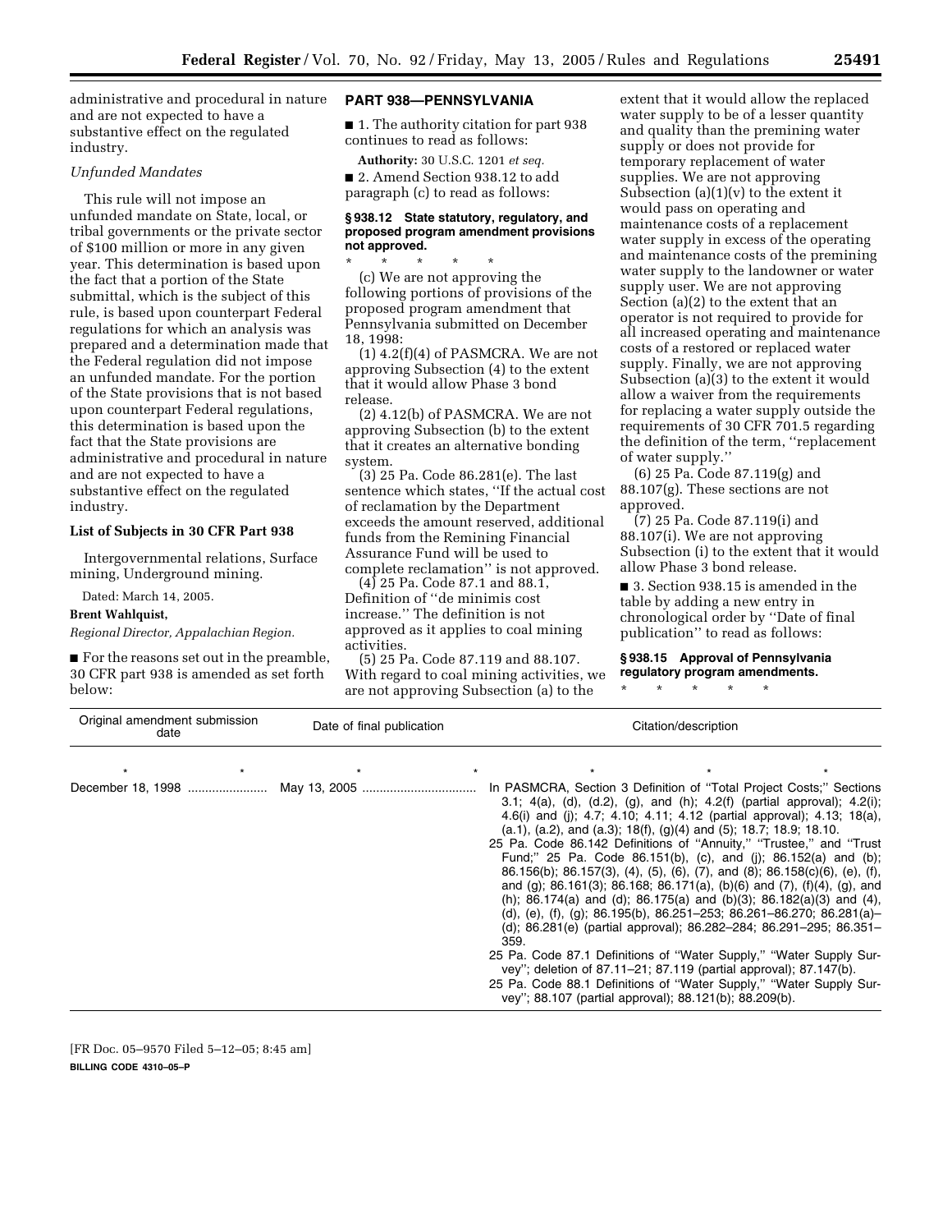administrative and procedural in nature and are not expected to have a substantive effect on the regulated industry.

*Unfunded Mandates*

This rule will not impose an unfunded mandate on State, local, or tribal governments or the private sector of $100 million or more in any given year. This determination is based upon the fact that a portion of the State submittal, which is the subject of this rule, is based upon counterpart Federal regulations for which an analysis was prepared and a determination made that the Federal regulation did not impose an unfunded mandate. For the portion of the State provisions that is not based upon counterpart Federal regulations, this determination is based upon the fact that the State provisions are administrative and procedural in nature and are not expected to have a substantive effect on the regulated industry.

**List of Subjects in 30 CFR Part 938**

Intergovernmental relations, Surface mining, Underground mining.

Dated: March 14, 2005.

**Brent Wahlquist,**

*Regional Director, Appalachian Region.*

■ For the reasons set out in the preamble, 30 CFR part 938 is amended as set forth below:

**PART 938—PENNSYLVANIA**

■ 1. The authority citation for part 938 continues to read as follows:

**Authority:** 30 U.S.C. 1201 *et seq.*

■ 2. Amend Section 938.12 to add paragraph (c) to read as follows:

**§ 938.12 State statutory, regulatory, and proposed program amendment provisions not approved.**

\* \* \* \* \*

(c) We are not approving the following portions of provisions of the proposed program amendment that Pennsylvania submitted on December 18, 1998:

(1) 4.2(f)(4) of PASMCRA. We are not approving Subsection (4) to the extent that it would allow Phase 3 bond release.

(2) 4.12(b) of PASMCRA. We are not approving Subsection (b) to the extent that it creates an alternative bonding system.

(3) 25 Pa. Code 86.281(e). The last sentence which states, ''If the actual cost of reclamation by the Department exceeds the amount reserved, additional funds from the Remining Financial Assurance Fund will be used to complete reclamation'' is not approved.

(4) 25 Pa. Code 87.1 and 88.1, Definition of ''de minimis cost increase.'' The definition is not approved as it applies to coal mining activities.

(5) 25 Pa. Code 87.119 and 88.107. With regard to coal mining activities, we are not approving Subsection (a) to the extent that it would allow the replaced water supply to be of a lesser quantity and quality than the premining water supply or does not provide for temporary replacement of water supplies. We are not approving Subsection (a)(1)(v) to the extent it would pass on operating and maintenance costs of a replacement water supply in excess of the operating and maintenance costs of the premining water supply to the landowner or water supply user. We are not approving Section (a)(2) to the extent that an operator is not required to provide for all increased operating and maintenance costs of a restored or replaced water supply. Finally, we are not approving Subsection (a)(3) to the extent it would allow a waiver from the requirements for replacing a water supply outside the requirements of 30 CFR 701.5 regarding the definition of the term, ''replacement of water supply.''

(6) 25 Pa. Code 87.119(g) and 88.107(g). These sections are not approved.

(7) 25 Pa. Code 87.119(i) and 88.107(i). We are not approving Subsection (i) to the extent that it would allow Phase 3 bond release.

■ 3. Section 938.15 is amended in the table by adding a new entry in chronological order by ''Date of final publication'' to read as follows:

**§ 938.15 Approval of Pennsylvania regulatory program amendments.**

\* \* \* \* \*

| Original amendment submission date | Date of final publication | Citation/description |
|---|---|---|
| \* \* | \* \* | \* \* \* |
| December 18, 1998 | May 13, 2005 | In PASMCRA, Section 3 Definition of ''Total Project Costs;'' Sections 3.1; 4(a), (d), (d.2), (g), and (h); 4.2(f) (partial approval); 4.2(i); 4.6(i) and (j); 4.7; 4.10; 4.11; 4.12 (partial approval); 4.13; 18(a), (a.1), (a.2), and (a.3); 18(f), (g)(4) and (5); 18.7; 18.9; 18.10.<br>25 Pa. Code 86.142 Definitions of ''Annuity,'' ''Trustee,'' and ''Trust Fund;'' 25 Pa. Code 86.151(b), (c), and (j); 86.152(a) and (b); 86.156(b); 86.157(3), (4), (5), (6), (7), and (8); 86.158(c)(6), (e), (f), and (g); 86.161(3); 86.168; 86.171(a), (b)(6) and (7), (f)(4), (g), and (h); 86.174(a) and (d); 86.175(a) and (b)(3); 86.182(a)(3) and (4), (d), (e), (f), (g); 86.195(b), 86.251–253; 86.261–86.270; 86.281(a)–(d); 86.281(e) (partial approval); 86.282–284; 86.291–295; 86.351–359.<br>25 Pa. Code 87.1 Definitions of ''Water Supply,'' ''Water Supply Survey''; deletion of 87.11–21; 87.119 (partial approval); 87.147(b).<br>25 Pa. Code 88.1 Definitions of ''Water Supply,'' ''Water Supply Survey''; 88.107 (partial approval); 88.121(b); 88.209(b). |

[FR Doc. 05–9570 Filed 5–12–05; 8:45 am]

**BILLING CODE 4310–05–P**